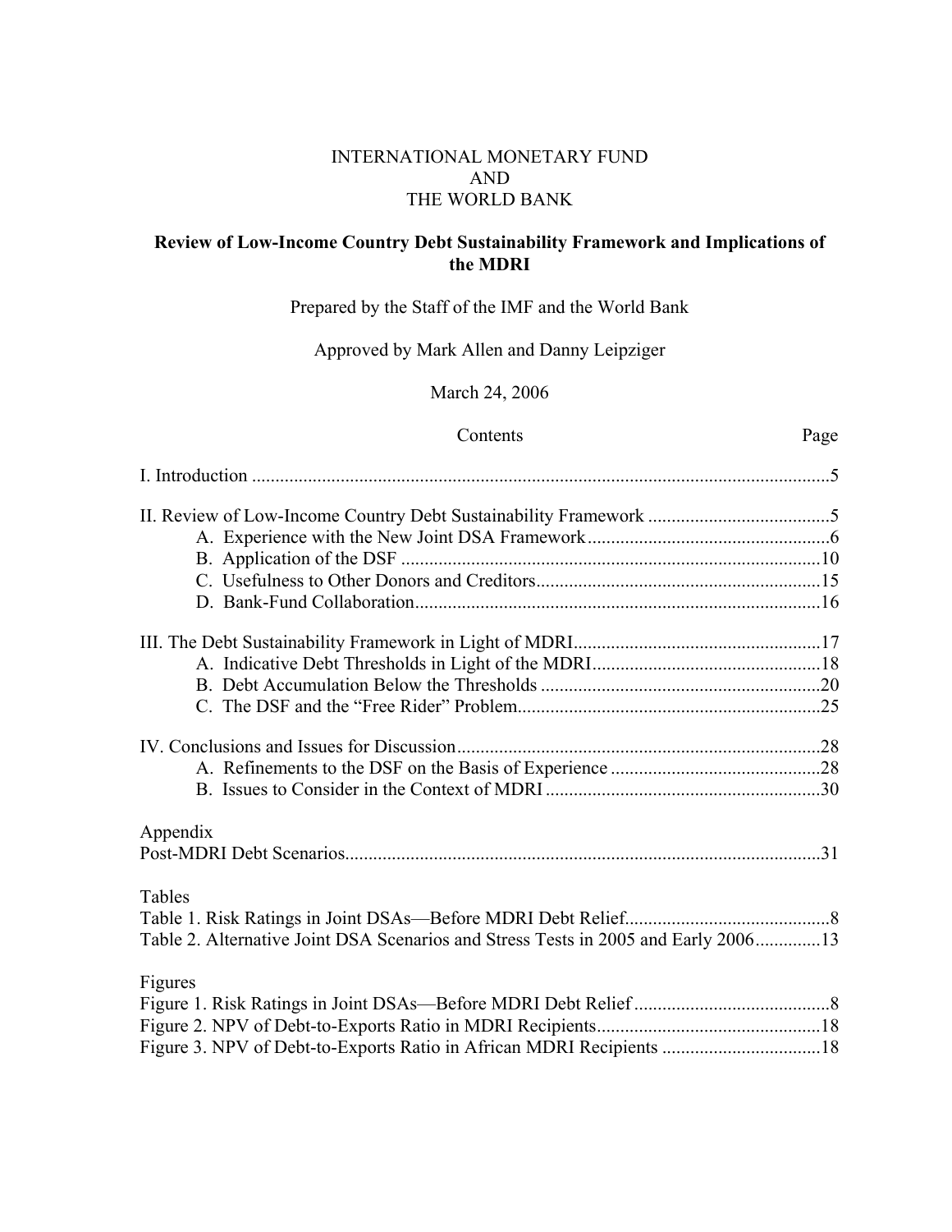INTERNATIONAL MONETARY FUND
AND
THE WORLD BANK

**Review of Low-Income Country Debt Sustainability Framework and Implications of the MDRI**

Prepared by the Staff of the IMF and the World Bank

Approved by Mark Allen and Danny Leipziger

March 24, 2006

| Contents | Page |
|---|---|
| I. Introduction | 5 |
| II. Review of Low-Income Country Debt Sustainability Framework | 5 |
| A. Experience with the New Joint DSA Framework | 6 |
| B. Application of the DSF | 10 |
| C. Usefulness to Other Donors and Creditors | 15 |
| D. Bank-Fund Collaboration | 16 |
| III. The Debt Sustainability Framework in Light of MDRI | 17 |
| A. Indicative Debt Thresholds in Light of the MDRI | 18 |
| B. Debt Accumulation Below the Thresholds | 20 |
| C. The DSF and the "Free Rider" Problem | 25 |
| IV. Conclusions and Issues for Discussion | 28 |
| A. Refinements to the DSF on the Basis of Experience | 28 |
| B. Issues to Consider in the Context of MDRI | 30 |
| **Appendix** | |
| Post-MDRI Debt Scenarios | 31 |
| **Tables** | |
| Table 1. Risk Ratings in Joint DSAs—Before MDRI Debt Relief | 8 |
| Table 2. Alternative Joint DSA Scenarios and Stress Tests in 2005 and Early 2006 | 13 |
| **Figures** | |
| Figure 1. Risk Ratings in Joint DSAs—Before MDRI Debt Relief | 8 |
| Figure 2. NPV of Debt-to-Exports Ratio in MDRI Recipients | 18 |
| Figure 3. NPV of Debt-to-Exports Ratio in African MDRI Recipients | 18 |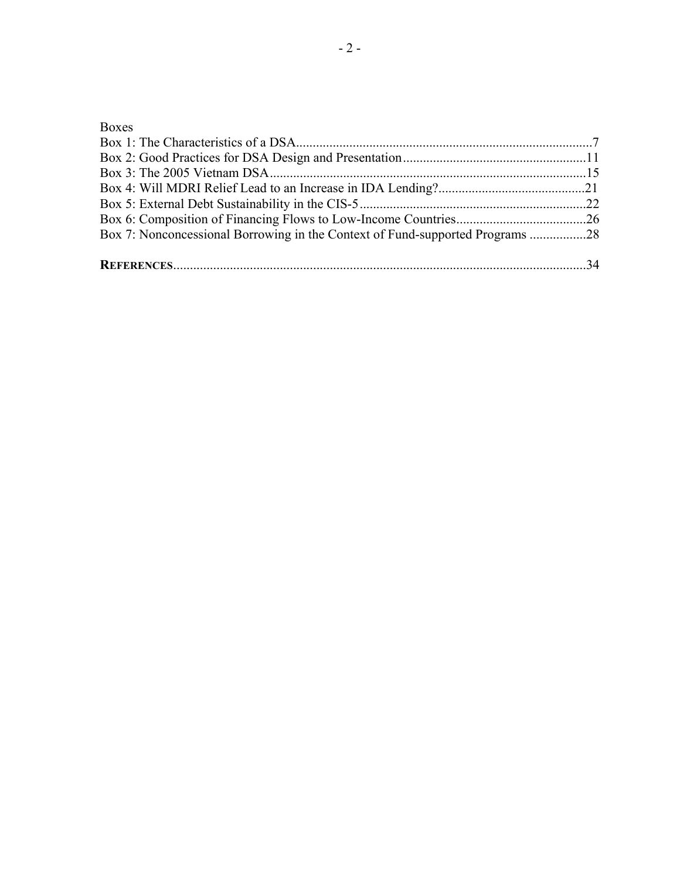Boxes

Box 1: The Characteristics of a DSA.........................................................................................7

Box 2: Good Practices for DSA Design and Presentation.......................................................11

Box 3: The 2005 Vietnam DSA...............................................................................................15

Box 4: Will MDRI Relief Lead to an Increase in IDA Lending?............................................21

Box 5: External Debt Sustainability in the CIS-5....................................................................22

Box 6: Composition of Financing Flows to Low-Income Countries.......................................26

Box 7: Nonconcessional Borrowing in the Context of Fund-supported Programs .................28

**REFERENCES**............................................................................................................................34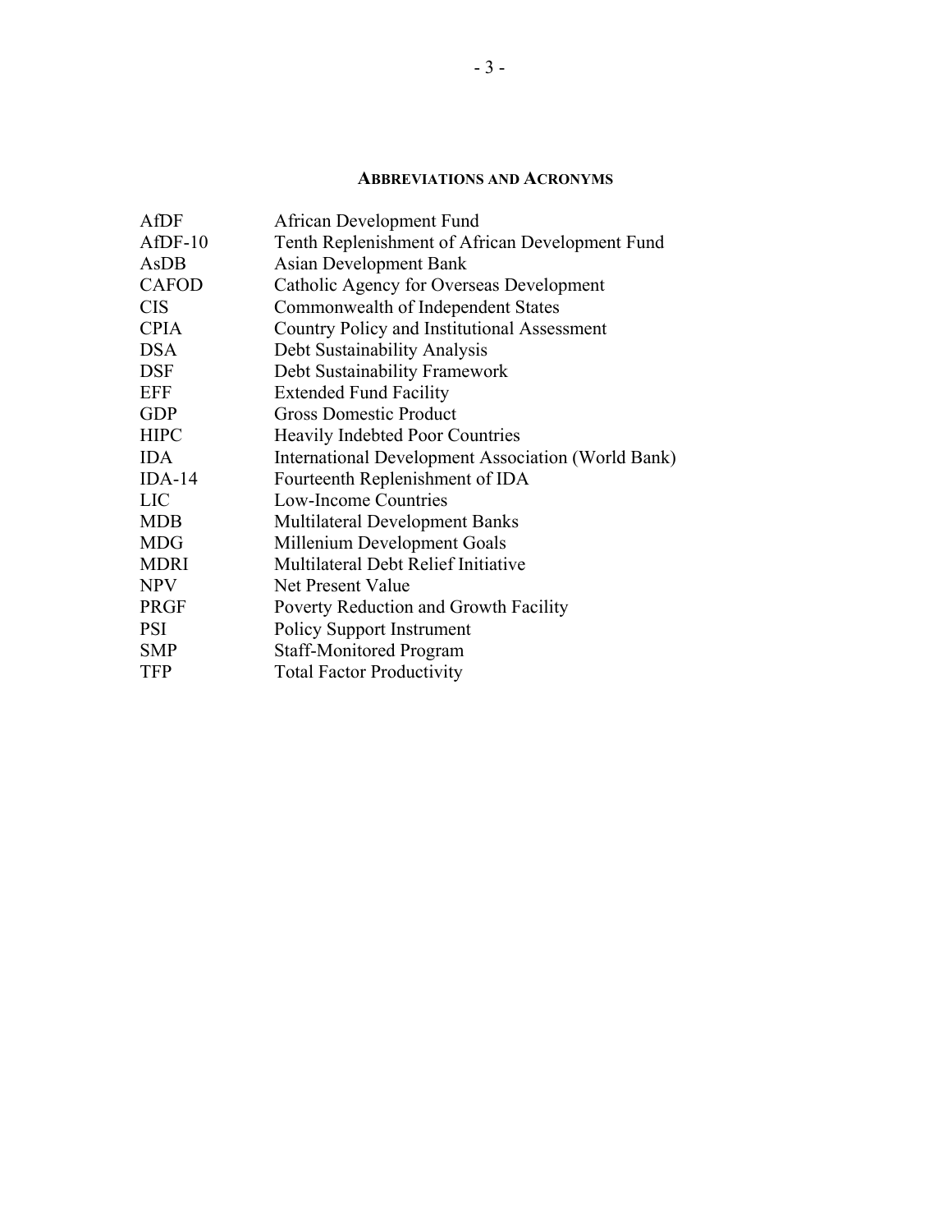## Abbreviations and Acronyms

| | |
|---|---|
| AfDF | African Development Fund |
| AfDF-10 | Tenth Replenishment of African Development Fund |
| AsDB | Asian Development Bank |
| CAFOD | Catholic Agency for Overseas Development |
| CIS | Commonwealth of Independent States |
| CPIA | Country Policy and Institutional Assessment |
| DSA | Debt Sustainability Analysis |
| DSF | Debt Sustainability Framework |
| EFF | Extended Fund Facility |
| GDP | Gross Domestic Product |
| HIPC | Heavily Indebted Poor Countries |
| IDA | International Development Association (World Bank) |
| IDA-14 | Fourteenth Replenishment of IDA |
| LIC | Low-Income Countries |
| MDB | Multilateral Development Banks |
| MDG | Millenium Development Goals |
| MDRI | Multilateral Debt Relief Initiative |
| NPV | Net Present Value |
| PRGF | Poverty Reduction and Growth Facility |
| PSI | Policy Support Instrument |
| SMP | Staff-Monitored Program |
| TFP | Total Factor Productivity |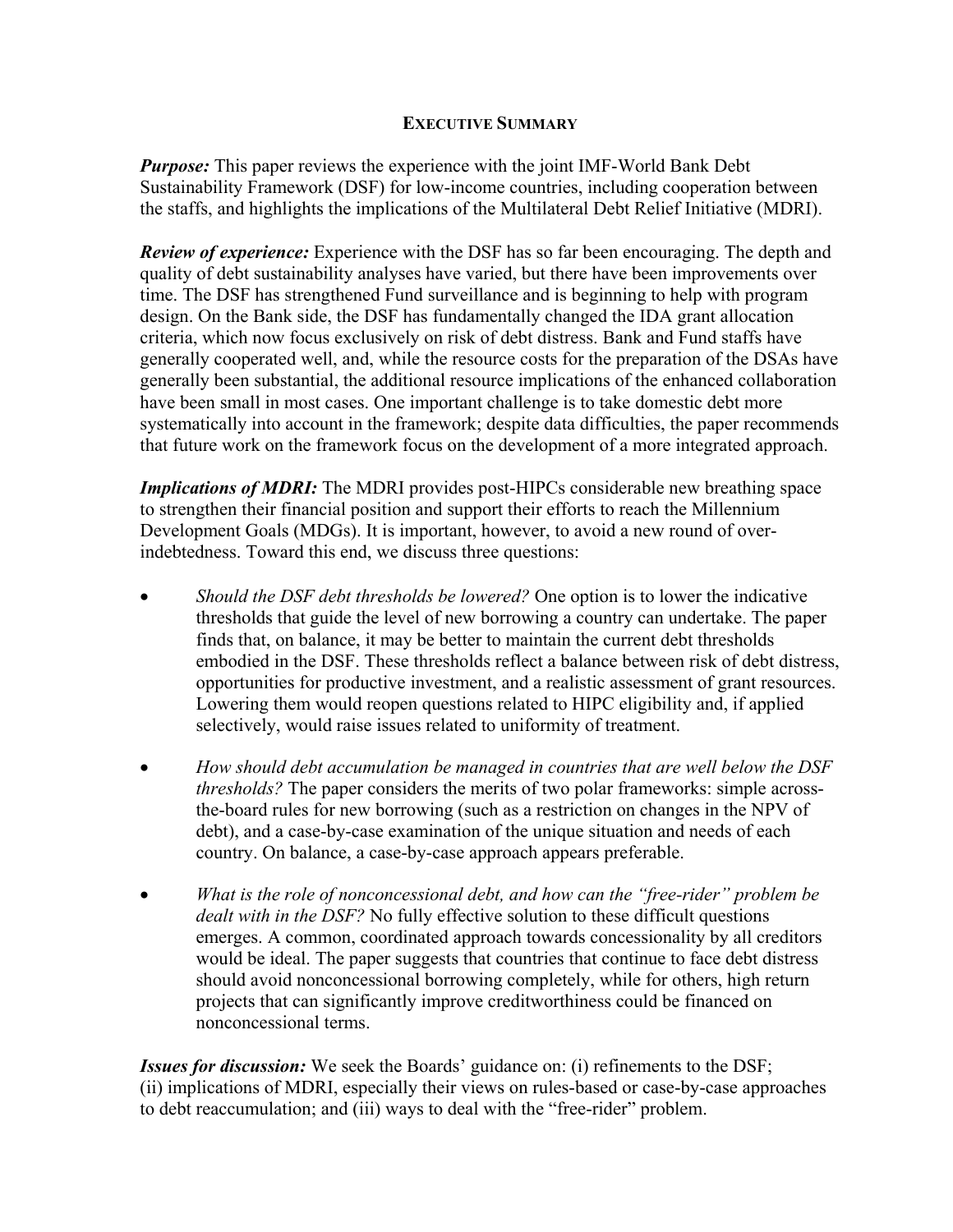## EXECUTIVE SUMMARY

***Purpose:*** This paper reviews the experience with the joint IMF-World Bank Debt Sustainability Framework (DSF) for low-income countries, including cooperation between the staffs, and highlights the implications of the Multilateral Debt Relief Initiative (MDRI).

***Review of experience:*** Experience with the DSF has so far been encouraging. The depth and quality of debt sustainability analyses have varied, but there have been improvements over time. The DSF has strengthened Fund surveillance and is beginning to help with program design. On the Bank side, the DSF has fundamentally changed the IDA grant allocation criteria, which now focus exclusively on risk of debt distress. Bank and Fund staffs have generally cooperated well, and, while the resource costs for the preparation of the DSAs have generally been substantial, the additional resource implications of the enhanced collaboration have been small in most cases. One important challenge is to take domestic debt more systematically into account in the framework; despite data difficulties, the paper recommends that future work on the framework focus on the development of a more integrated approach.

***Implications of MDRI:*** The MDRI provides post-HIPCs considerable new breathing space to strengthen their financial position and support their efforts to reach the Millennium Development Goals (MDGs). It is important, however, to avoid a new round of over-indebtedness. Toward this end, we discuss three questions:

- *Should the DSF debt thresholds be lowered?* One option is to lower the indicative thresholds that guide the level of new borrowing a country can undertake. The paper finds that, on balance, it may be better to maintain the current debt thresholds embodied in the DSF. These thresholds reflect a balance between risk of debt distress, opportunities for productive investment, and a realistic assessment of grant resources. Lowering them would reopen questions related to HIPC eligibility and, if applied selectively, would raise issues related to uniformity of treatment.

- *How should debt accumulation be managed in countries that are well below the DSF thresholds?* The paper considers the merits of two polar frameworks: simple across-the-board rules for new borrowing (such as a restriction on changes in the NPV of debt), and a case-by-case examination of the unique situation and needs of each country. On balance, a case-by-case approach appears preferable.

- *What is the role of nonconcessional debt, and how can the "free-rider" problem be dealt with in the DSF?* No fully effective solution to these difficult questions emerges. A common, coordinated approach towards concessionality by all creditors would be ideal. The paper suggests that countries that continue to face debt distress should avoid nonconcessional borrowing completely, while for others, high return projects that can significantly improve creditworthiness could be financed on nonconcessional terms.

***Issues for discussion:*** We seek the Boards' guidance on: (i) refinements to the DSF; (ii) implications of MDRI, especially their views on rules-based or case-by-case approaches to debt reaccumulation; and (iii) ways to deal with the "free-rider" problem.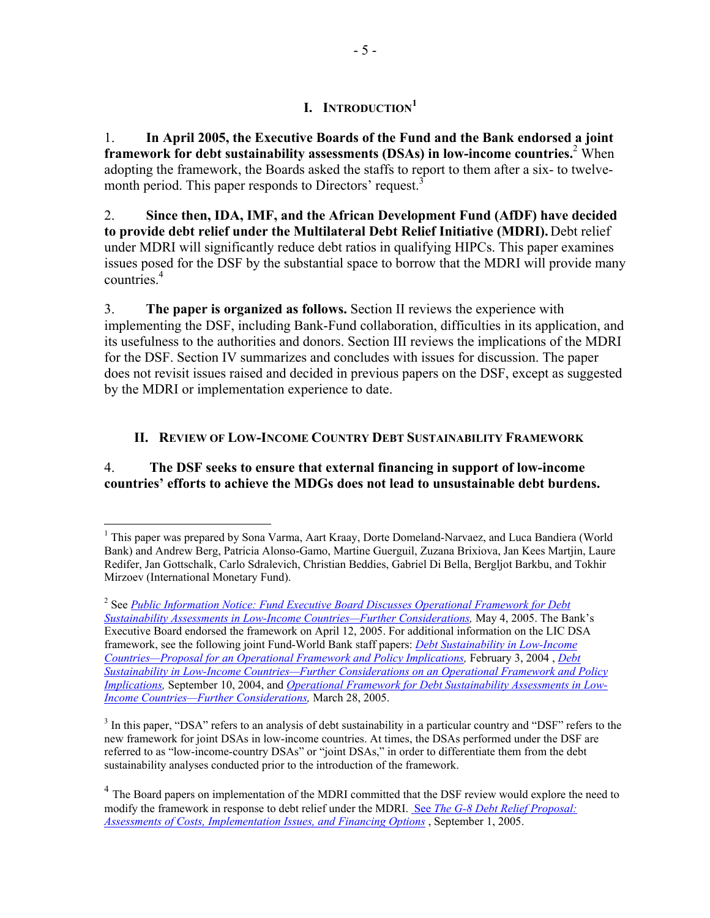## I. INTRODUCTION[1]

1. **In April 2005, the Executive Boards of the Fund and the Bank endorsed a joint framework for debt sustainability assessments (DSAs) in low-income countries.**[2] When adopting the framework, the Boards asked the staffs to report to them after a six- to twelve-month period. This paper responds to Directors' request.[3]

2. **Since then, IDA, IMF, and the African Development Fund (AfDF) have decided to provide debt relief under the Multilateral Debt Relief Initiative (MDRI).** Debt relief under MDRI will significantly reduce debt ratios in qualifying HIPCs. This paper examines issues posed for the DSF by the substantial space to borrow that the MDRI will provide many countries.[4]

3. **The paper is organized as follows.** Section II reviews the experience with implementing the DSF, including Bank-Fund collaboration, difficulties in its application, and its usefulness to the authorities and donors. Section III reviews the implications of the MDRI for the DSF. Section IV summarizes and concludes with issues for discussion. The paper does not revisit issues raised and decided in previous papers on the DSF, except as suggested by the MDRI or implementation experience to date.

## II. REVIEW OF LOW-INCOME COUNTRY DEBT SUSTAINABILITY FRAMEWORK

4. **The DSF seeks to ensure that external financing in support of low-income countries' efforts to achieve the MDGs does not lead to unsustainable debt burdens.**

---

[1] This paper was prepared by Sona Varma, Aart Kraay, Dorte Domeland-Narvaez, and Luca Bandiera (World Bank) and Andrew Berg, Patricia Alonso-Gamo, Martine Guerguil, Zuzana Brixiova, Jan Kees Martjin, Laure Redifer, Jan Gottschalk, Carlo Sdralevich, Christian Beddies, Gabriel Di Bella, Bergljot Barkbu, and Tokhir Mirzoev (International Monetary Fund).

[2] See *Public Information Notice: Fund Executive Board Discusses Operational Framework for Debt Sustainability Assessments in Low-Income Countries—Further Considerations,* May 4, 2005. The Bank's Executive Board endorsed the framework on April 12, 2005. For additional information on the LIC DSA framework, see the following joint Fund-World Bank staff papers: *Debt Sustainability in Low-Income Countries—Proposal for an Operational Framework and Policy Implications,* February 3, 2004 , *Debt Sustainability in Low-Income Countries—Further Considerations on an Operational Framework and Policy Implications,* September 10, 2004, and *Operational Framework for Debt Sustainability Assessments in Low-Income Countries—Further Considerations,* March 28, 2005.

[3] In this paper, "DSA" refers to an analysis of debt sustainability in a particular country and "DSF" refers to the new framework for joint DSAs in low-income countries. At times, the DSAs performed under the DSF are referred to as "low-income-country DSAs" or "joint DSAs," in order to differentiate them from the debt sustainability analyses conducted prior to the introduction of the framework.

[4] The Board papers on implementation of the MDRI committed that the DSF review would explore the need to modify the framework in response to debt relief under the MDRI. See *The G-8 Debt Relief Proposal: Assessments of Costs, Implementation Issues, and Financing Options* , September 1, 2005.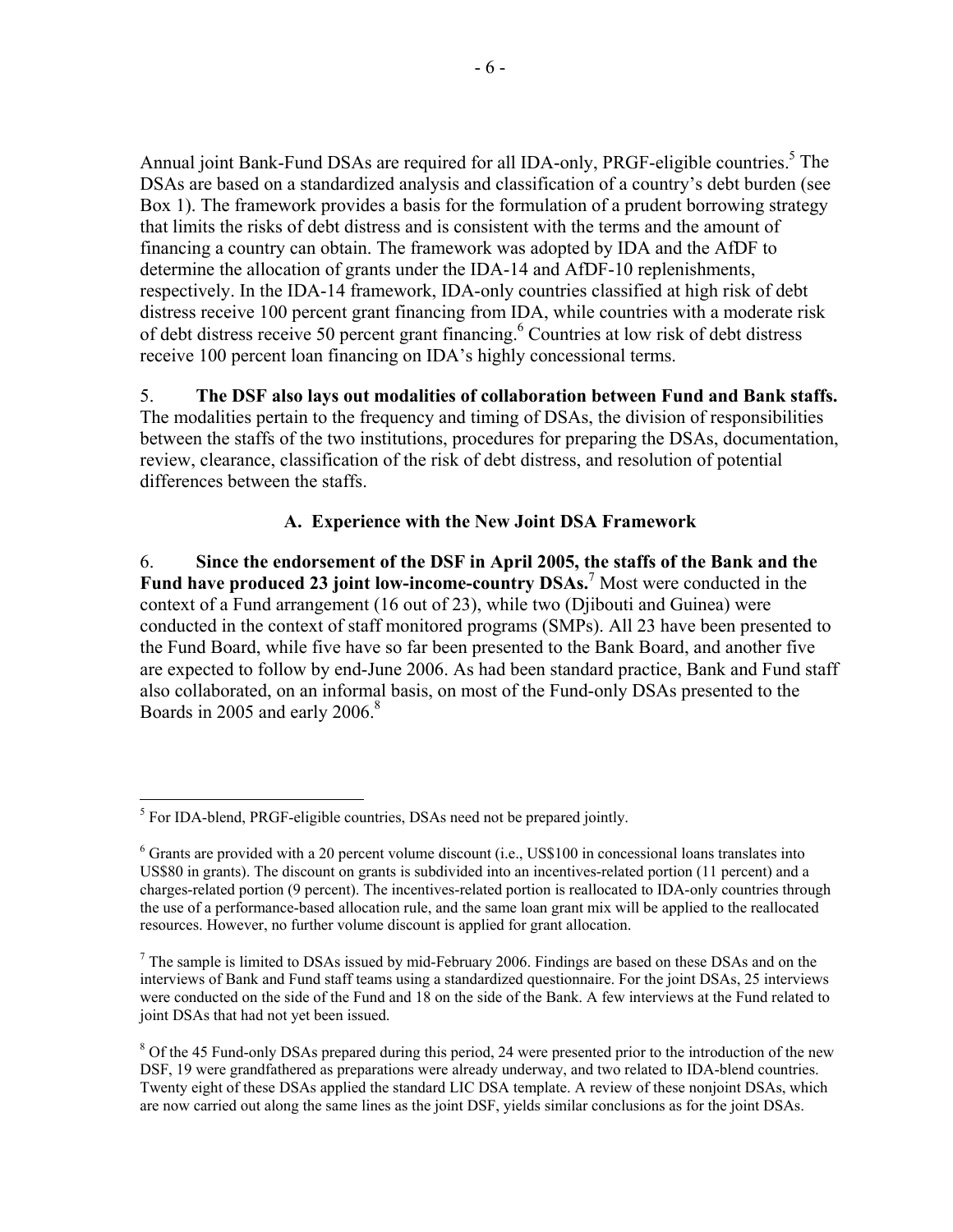Annual joint Bank-Fund DSAs are required for all IDA-only, PRGF-eligible countries.[5] The DSAs are based on a standardized analysis and classification of a country's debt burden (see Box 1). The framework provides a basis for the formulation of a prudent borrowing strategy that limits the risks of debt distress and is consistent with the terms and the amount of financing a country can obtain. The framework was adopted by IDA and the AfDF to determine the allocation of grants under the IDA-14 and AfDF-10 replenishments, respectively. In the IDA-14 framework, IDA-only countries classified at high risk of debt distress receive 100 percent grant financing from IDA, while countries with a moderate risk of debt distress receive 50 percent grant financing.[6] Countries at low risk of debt distress receive 100 percent loan financing on IDA's highly concessional terms.

5. **The DSF also lays out modalities of collaboration between Fund and Bank staffs.** The modalities pertain to the frequency and timing of DSAs, the division of responsibilities between the staffs of the two institutions, procedures for preparing the DSAs, documentation, review, clearance, classification of the risk of debt distress, and resolution of potential differences between the staffs.

### A. Experience with the New Joint DSA Framework

6. **Since the endorsement of the DSF in April 2005, the staffs of the Bank and the Fund have produced 23 joint low-income-country DSAs.**[7] Most were conducted in the context of a Fund arrangement (16 out of 23), while two (Djibouti and Guinea) were conducted in the context of staff monitored programs (SMPs). All 23 have been presented to the Fund Board, while five have so far been presented to the Bank Board, and another five are expected to follow by end-June 2006. As had been standard practice, Bank and Fund staff also collaborated, on an informal basis, on most of the Fund-only DSAs presented to the Boards in 2005 and early 2006.[8]

---

[5] For IDA-blend, PRGF-eligible countries, DSAs need not be prepared jointly.

[6] Grants are provided with a 20 percent volume discount (i.e., US$100 in concessional loans translates into US$80 in grants). The discount on grants is subdivided into an incentives-related portion (11 percent) and a charges-related portion (9 percent). The incentives-related portion is reallocated to IDA-only countries through the use of a performance-based allocation rule, and the same loan grant mix will be applied to the reallocated resources. However, no further volume discount is applied for grant allocation.

[7] The sample is limited to DSAs issued by mid-February 2006. Findings are based on these DSAs and on the interviews of Bank and Fund staff teams using a standardized questionnaire. For the joint DSAs, 25 interviews were conducted on the side of the Fund and 18 on the side of the Bank. A few interviews at the Fund related to joint DSAs that had not yet been issued.

[8] Of the 45 Fund-only DSAs prepared during this period, 24 were presented prior to the introduction of the new DSF, 19 were grandfathered as preparations were already underway, and two related to IDA-blend countries. Twenty eight of these DSAs applied the standard LIC DSA template. A review of these nonjoint DSAs, which are now carried out along the same lines as the joint DSF, yields similar conclusions as for the joint DSAs.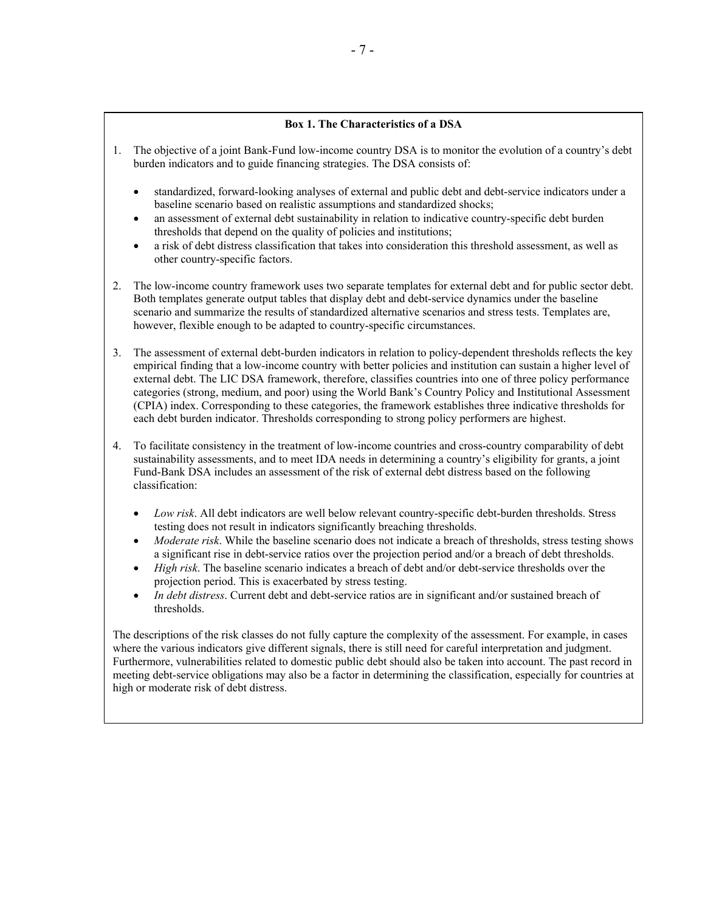### Box 1. The Characteristics of a DSA

1. The objective of a joint Bank-Fund low-income country DSA is to monitor the evolution of a country's debt burden indicators and to guide financing strategies. The DSA consists of:

   - standardized, forward-looking analyses of external and public debt and debt-service indicators under a baseline scenario based on realistic assumptions and standardized shocks;
   - an assessment of external debt sustainability in relation to indicative country-specific debt burden thresholds that depend on the quality of policies and institutions;
   - a risk of debt distress classification that takes into consideration this threshold assessment, as well as other country-specific factors.

2. The low-income country framework uses two separate templates for external debt and for public sector debt. Both templates generate output tables that display debt and debt-service dynamics under the baseline scenario and summarize the results of standardized alternative scenarios and stress tests. Templates are, however, flexible enough to be adapted to country-specific circumstances.

3. The assessment of external debt-burden indicators in relation to policy-dependent thresholds reflects the key empirical finding that a low-income country with better policies and institution can sustain a higher level of external debt. The LIC DSA framework, therefore, classifies countries into one of three policy performance categories (strong, medium, and poor) using the World Bank's Country Policy and Institutional Assessment (CPIA) index. Corresponding to these categories, the framework establishes three indicative thresholds for each debt burden indicator. Thresholds corresponding to strong policy performers are highest.

4. To facilitate consistency in the treatment of low-income countries and cross-country comparability of debt sustainability assessments, and to meet IDA needs in determining a country's eligibility for grants, a joint Fund-Bank DSA includes an assessment of the risk of external debt distress based on the following classification:

   - *Low risk*. All debt indicators are well below relevant country-specific debt-burden thresholds. Stress testing does not result in indicators significantly breaching thresholds.
   - *Moderate risk*. While the baseline scenario does not indicate a breach of thresholds, stress testing shows a significant rise in debt-service ratios over the projection period and/or a breach of debt thresholds.
   - *High risk*. The baseline scenario indicates a breach of debt and/or debt-service thresholds over the projection period. This is exacerbated by stress testing.
   - *In debt distress*. Current debt and debt-service ratios are in significant and/or sustained breach of thresholds.

The descriptions of the risk classes do not fully capture the complexity of the assessment. For example, in cases where the various indicators give different signals, there is still need for careful interpretation and judgment. Furthermore, vulnerabilities related to domestic public debt should also be taken into account. The past record in meeting debt-service obligations may also be a factor in determining the classification, especially for countries at high or moderate risk of debt distress.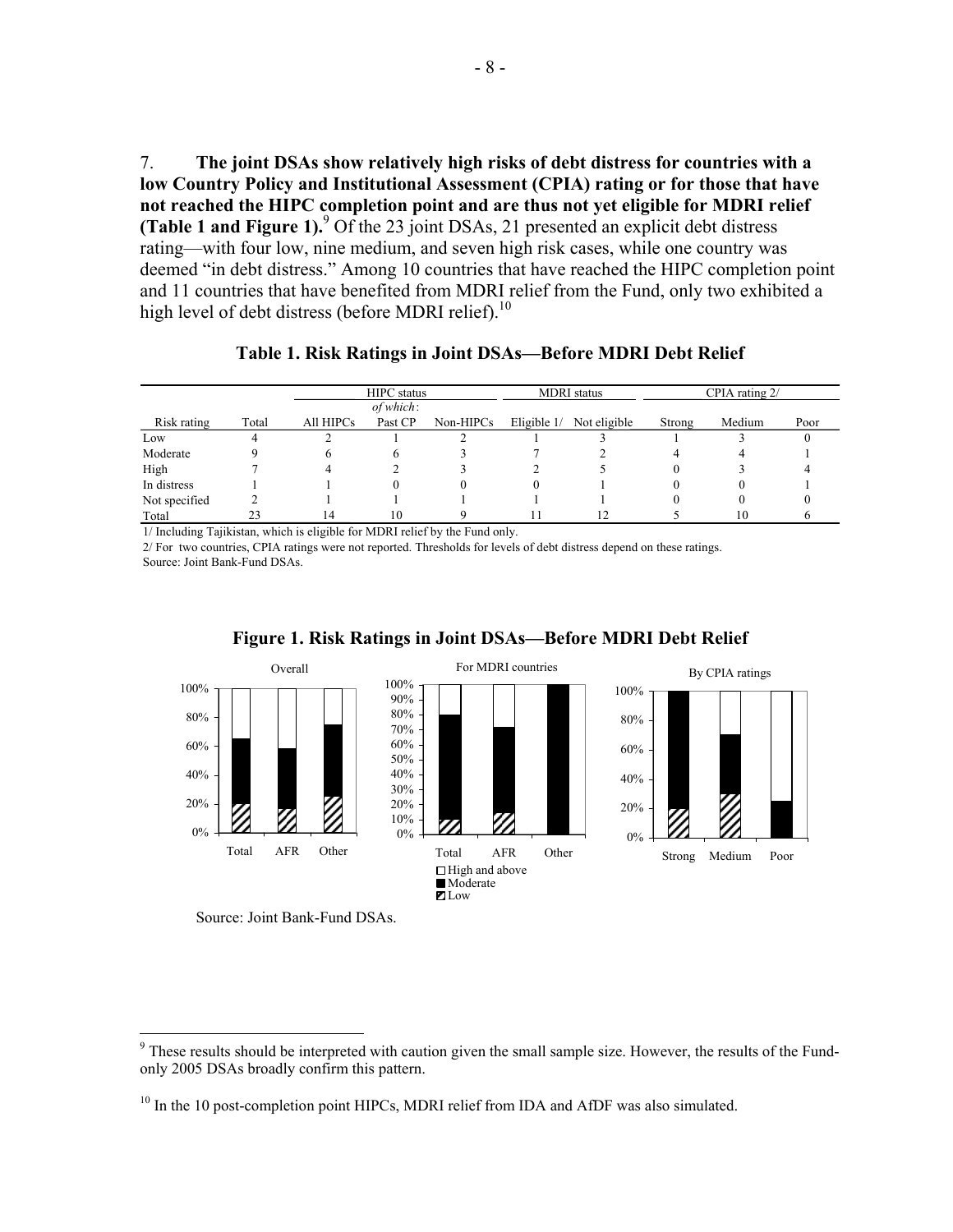7. **The joint DSAs show relatively high risks of debt distress for countries with a low Country Policy and Institutional Assessment (CPIA) rating or for those that have not reached the HIPC completion point and are thus not yet eligible for MDRI relief (Table 1 and Figure 1).**[9] Of the 23 joint DSAs, 21 presented an explicit debt distress rating—with four low, nine medium, and seven high risk cases, while one country was deemed "in debt distress." Among 10 countries that have reached the HIPC completion point and 11 countries that have benefited from MDRI relief from the Fund, only two exhibited a high level of debt distress (before MDRI relief).[10]

**Table 1. Risk Ratings in Joint DSAs—Before MDRI Debt Relief**

| | | HIPC status | | | MDRI status | | CPIA rating 2/ | | |
|---|---|---|---|---|---|---|---|---|---|
| | | | *of which*: | | | | | | |
| Risk rating | Total | All HIPCs | Past CP | Non-HIPCs | Eligible 1/ | Not eligible | Strong | Medium | Poor |
| Low | 4 | 2 | 1 | 2 | 1 | 3 | 1 | 3 | 0 |
| Moderate | 9 | 6 | 6 | 3 | 7 | 2 | 4 | 4 | 1 |
| High | 7 | 4 | 2 | 3 | 2 | 5 | 0 | 3 | 4 |
| In distress | 1 | 1 | 0 | 0 | 0 | 1 | 0 | 0 | 1 |
| Not specified | 2 | 1 | 1 | 1 | 1 | 1 | 0 | 0 | 0 |
| Total | 23 | 14 | 10 | 9 | 11 | 12 | 5 | 10 | 6 |

1/ Including Tajikistan, which is eligible for MDRI relief by the Fund only.

2/ For two countries, CPIA ratings were not reported. Thresholds for levels of debt distress depend on these ratings.

Source: Joint Bank-Fund DSAs.

**Figure 1. Risk Ratings in Joint DSAs—Before MDRI Debt Relief**

Source: Joint Bank-Fund DSAs.

[9] These results should be interpreted with caution given the small sample size. However, the results of the Fund-only 2005 DSAs broadly confirm this pattern.

[10] In the 10 post-completion point HIPCs, MDRI relief from IDA and AfDF was also simulated.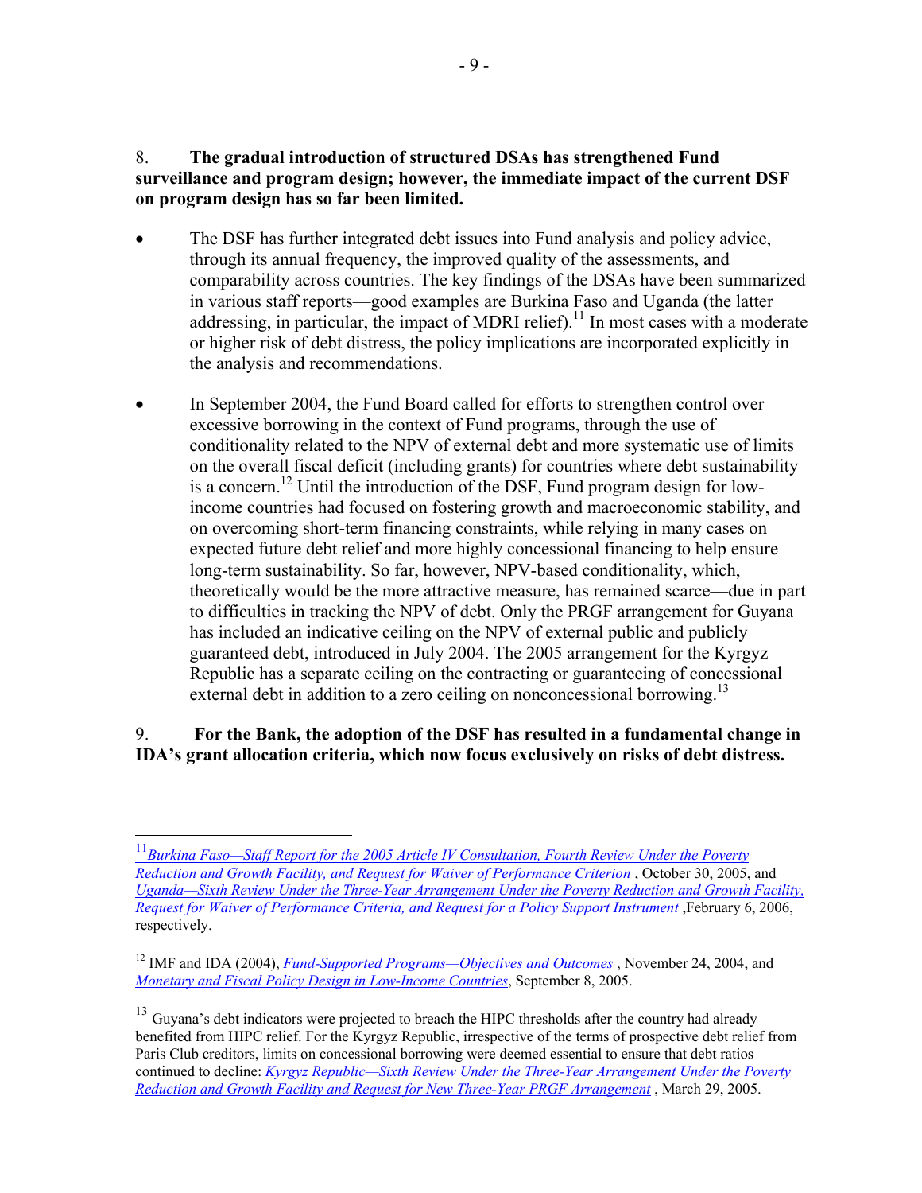8. **The gradual introduction of structured DSAs has strengthened Fund surveillance and program design; however, the immediate impact of the current DSF on program design has so far been limited.**

- The DSF has further integrated debt issues into Fund analysis and policy advice, through its annual frequency, the improved quality of the assessments, and comparability across countries. The key findings of the DSAs have been summarized in various staff reports—good examples are Burkina Faso and Uganda (the latter addressing, in particular, the impact of MDRI relief).[11] In most cases with a moderate or higher risk of debt distress, the policy implications are incorporated explicitly in the analysis and recommendations.

- In September 2004, the Fund Board called for efforts to strengthen control over excessive borrowing in the context of Fund programs, through the use of conditionality related to the NPV of external debt and more systematic use of limits on the overall fiscal deficit (including grants) for countries where debt sustainability is a concern.[12] Until the introduction of the DSF, Fund program design for low-income countries had focused on fostering growth and macroeconomic stability, and on overcoming short-term financing constraints, while relying in many cases on expected future debt relief and more highly concessional financing to help ensure long-term sustainability. So far, however, NPV-based conditionality, which, theoretically would be the more attractive measure, has remained scarce—due in part to difficulties in tracking the NPV of debt. Only the PRGF arrangement for Guyana has included an indicative ceiling on the NPV of external public and publicly guaranteed debt, introduced in July 2004. The 2005 arrangement for the Kyrgyz Republic has a separate ceiling on the contracting or guaranteeing of concessional external debt in addition to a zero ceiling on nonconcessional borrowing.[13]

9. **For the Bank, the adoption of the DSF has resulted in a fundamental change in IDA's grant allocation criteria, which now focus exclusively on risks of debt distress.**

---

[11] *Burkina Faso—Staff Report for the 2005 Article IV Consultation, Fourth Review Under the Poverty Reduction and Growth Facility, and Request for Waiver of Performance Criterion* , October 30, 2005, and *Uganda—Sixth Review Under the Three-Year Arrangement Under the Poverty Reduction and Growth Facility, Request for Waiver of Performance Criteria, and Request for a Policy Support Instrument* ,February 6, 2006, respectively.

[12] IMF and IDA (2004), *Fund-Supported Programs—Objectives and Outcomes* , November 24, 2004, and *Monetary and Fiscal Policy Design in Low-Income Countries*, September 8, 2005.

[13] Guyana's debt indicators were projected to breach the HIPC thresholds after the country had already benefited from HIPC relief. For the Kyrgyz Republic, irrespective of the terms of prospective debt relief from Paris Club creditors, limits on concessional borrowing were deemed essential to ensure that debt ratios continued to decline: *Kyrgyz Republic—Sixth Review Under the Three-Year Arrangement Under the Poverty Reduction and Growth Facility and Request for New Three-Year PRGF Arrangement* , March 29, 2005.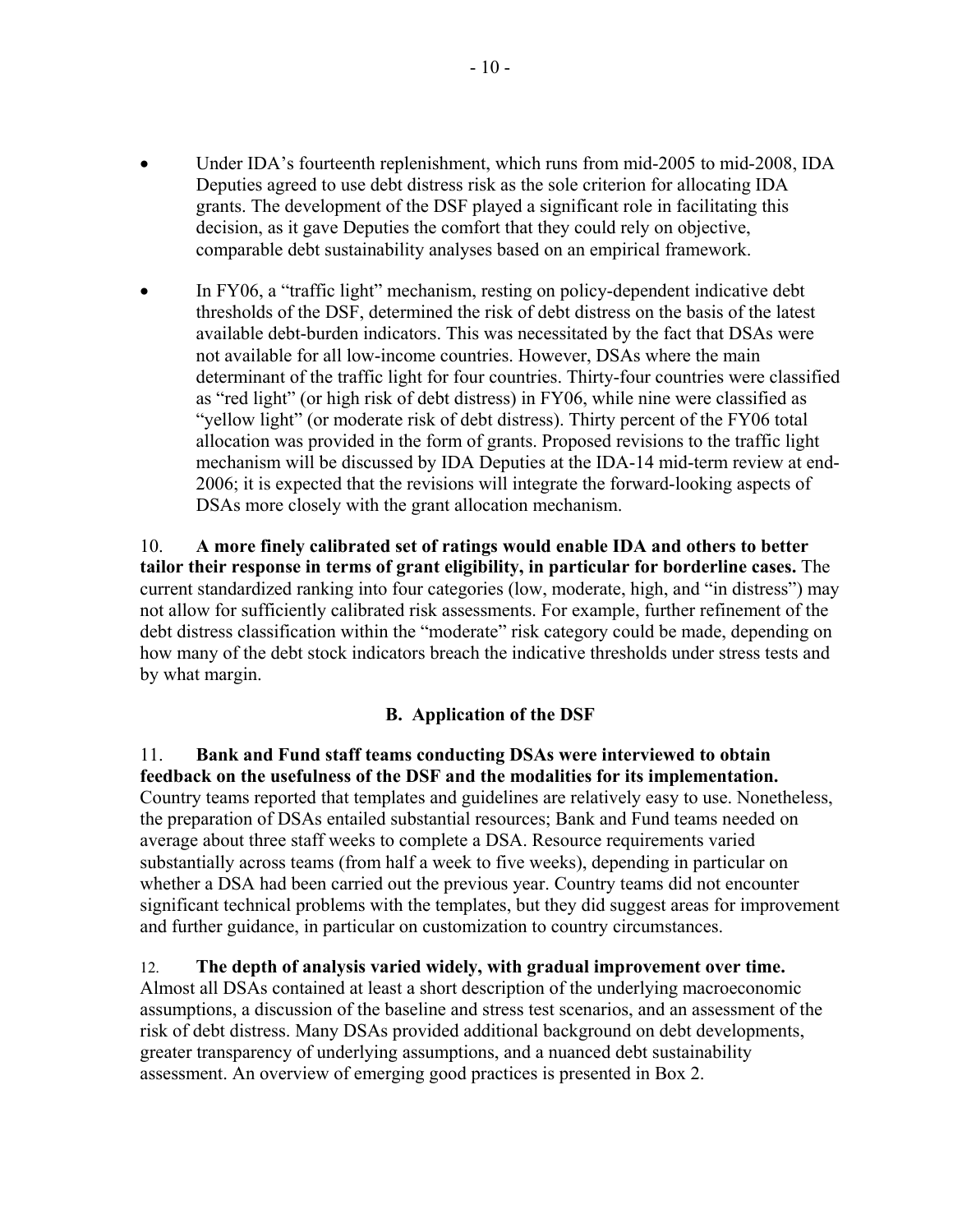- Under IDA's fourteenth replenishment, which runs from mid-2005 to mid-2008, IDA Deputies agreed to use debt distress risk as the sole criterion for allocating IDA grants. The development of the DSF played a significant role in facilitating this decision, as it gave Deputies the comfort that they could rely on objective, comparable debt sustainability analyses based on an empirical framework.

- In FY06, a "traffic light" mechanism, resting on policy-dependent indicative debt thresholds of the DSF, determined the risk of debt distress on the basis of the latest available debt-burden indicators. This was necessitated by the fact that DSAs were not available for all low-income countries. However, DSAs where the main determinant of the traffic light for four countries. Thirty-four countries were classified as "red light" (or high risk of debt distress) in FY06, while nine were classified as "yellow light" (or moderate risk of debt distress). Thirty percent of the FY06 total allocation was provided in the form of grants. Proposed revisions to the traffic light mechanism will be discussed by IDA Deputies at the IDA-14 mid-term review at end-2006; it is expected that the revisions will integrate the forward-looking aspects of DSAs more closely with the grant allocation mechanism.

10. **A more finely calibrated set of ratings would enable IDA and others to better tailor their response in terms of grant eligibility, in particular for borderline cases.** The current standardized ranking into four categories (low, moderate, high, and "in distress") may not allow for sufficiently calibrated risk assessments. For example, further refinement of the debt distress classification within the "moderate" risk category could be made, depending on how many of the debt stock indicators breach the indicative thresholds under stress tests and by what margin.

### B. Application of the DSF

11. **Bank and Fund staff teams conducting DSAs were interviewed to obtain feedback on the usefulness of the DSF and the modalities for its implementation.** Country teams reported that templates and guidelines are relatively easy to use. Nonetheless, the preparation of DSAs entailed substantial resources; Bank and Fund teams needed on average about three staff weeks to complete a DSA. Resource requirements varied substantially across teams (from half a week to five weeks), depending in particular on whether a DSA had been carried out the previous year. Country teams did not encounter significant technical problems with the templates, but they did suggest areas for improvement and further guidance, in particular on customization to country circumstances.

12. **The depth of analysis varied widely, with gradual improvement over time.** Almost all DSAs contained at least a short description of the underlying macroeconomic assumptions, a discussion of the baseline and stress test scenarios, and an assessment of the risk of debt distress. Many DSAs provided additional background on debt developments, greater transparency of underlying assumptions, and a nuanced debt sustainability assessment. An overview of emerging good practices is presented in Box 2.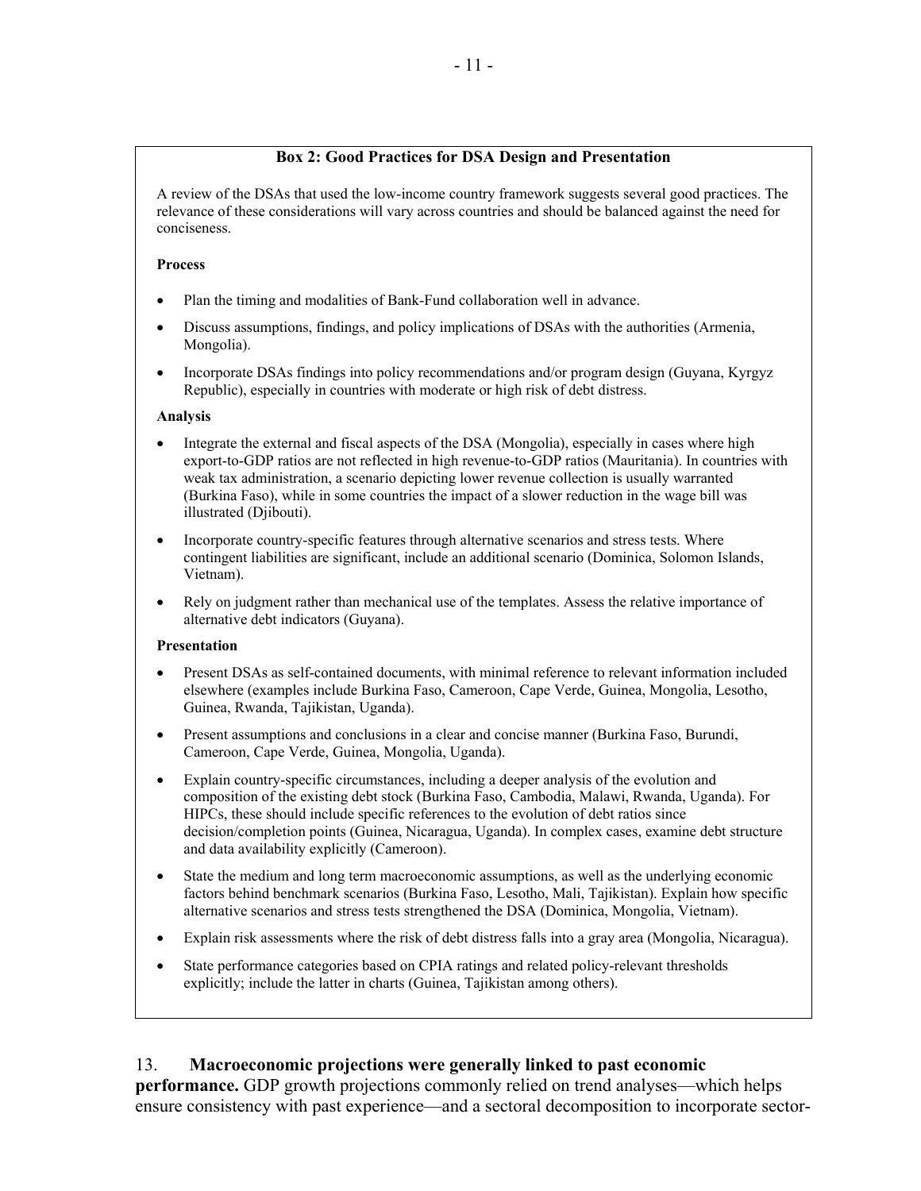**Box 2: Good Practices for DSA Design and Presentation**

A review of the DSAs that used the low-income country framework suggests several good practices. The relevance of these considerations will vary across countries and should be balanced against the need for conciseness.

**Process**

- Plan the timing and modalities of Bank-Fund collaboration well in advance.
- Discuss assumptions, findings, and policy implications of DSAs with the authorities (Armenia, Mongolia).
- Incorporate DSAs findings into policy recommendations and/or program design (Guyana, Kyrgyz Republic), especially in countries with moderate or high risk of debt distress.

**Analysis**

- Integrate the external and fiscal aspects of the DSA (Mongolia), especially in cases where high export-to-GDP ratios are not reflected in high revenue-to-GDP ratios (Mauritania). In countries with weak tax administration, a scenario depicting lower revenue collection is usually warranted (Burkina Faso), while in some countries the impact of a slower reduction in the wage bill was illustrated (Djibouti).
- Incorporate country-specific features through alternative scenarios and stress tests. Where contingent liabilities are significant, include an additional scenario (Dominica, Solomon Islands, Vietnam).
- Rely on judgment rather than mechanical use of the templates. Assess the relative importance of alternative debt indicators (Guyana).

**Presentation**

- Present DSAs as self-contained documents, with minimal reference to relevant information included elsewhere (examples include Burkina Faso, Cameroon, Cape Verde, Guinea, Mongolia, Lesotho, Guinea, Rwanda, Tajikistan, Uganda).
- Present assumptions and conclusions in a clear and concise manner (Burkina Faso, Burundi, Cameroon, Cape Verde, Guinea, Mongolia, Uganda).
- Explain country-specific circumstances, including a deeper analysis of the evolution and composition of the existing debt stock (Burkina Faso, Cambodia, Malawi, Rwanda, Uganda). For HIPCs, these should include specific references to the evolution of debt ratios since decision/completion points (Guinea, Nicaragua, Uganda). In complex cases, examine debt structure and data availability explicitly (Cameroon).
- State the medium and long term macroeconomic assumptions, as well as the underlying economic factors behind benchmark scenarios (Burkina Faso, Lesotho, Mali, Tajikistan). Explain how specific alternative scenarios and stress tests strengthened the DSA (Dominica, Mongolia, Vietnam).
- Explain risk assessments where the risk of debt distress falls into a gray area (Mongolia, Nicaragua).
- State performance categories based on CPIA ratings and related policy-relevant thresholds explicitly; include the latter in charts (Guinea, Tajikistan among others).

13. **Macroeconomic projections were generally linked to past economic performance.** GDP growth projections commonly relied on trend analyses—which helps ensure consistency with past experience—and a sectoral decomposition to incorporate sector-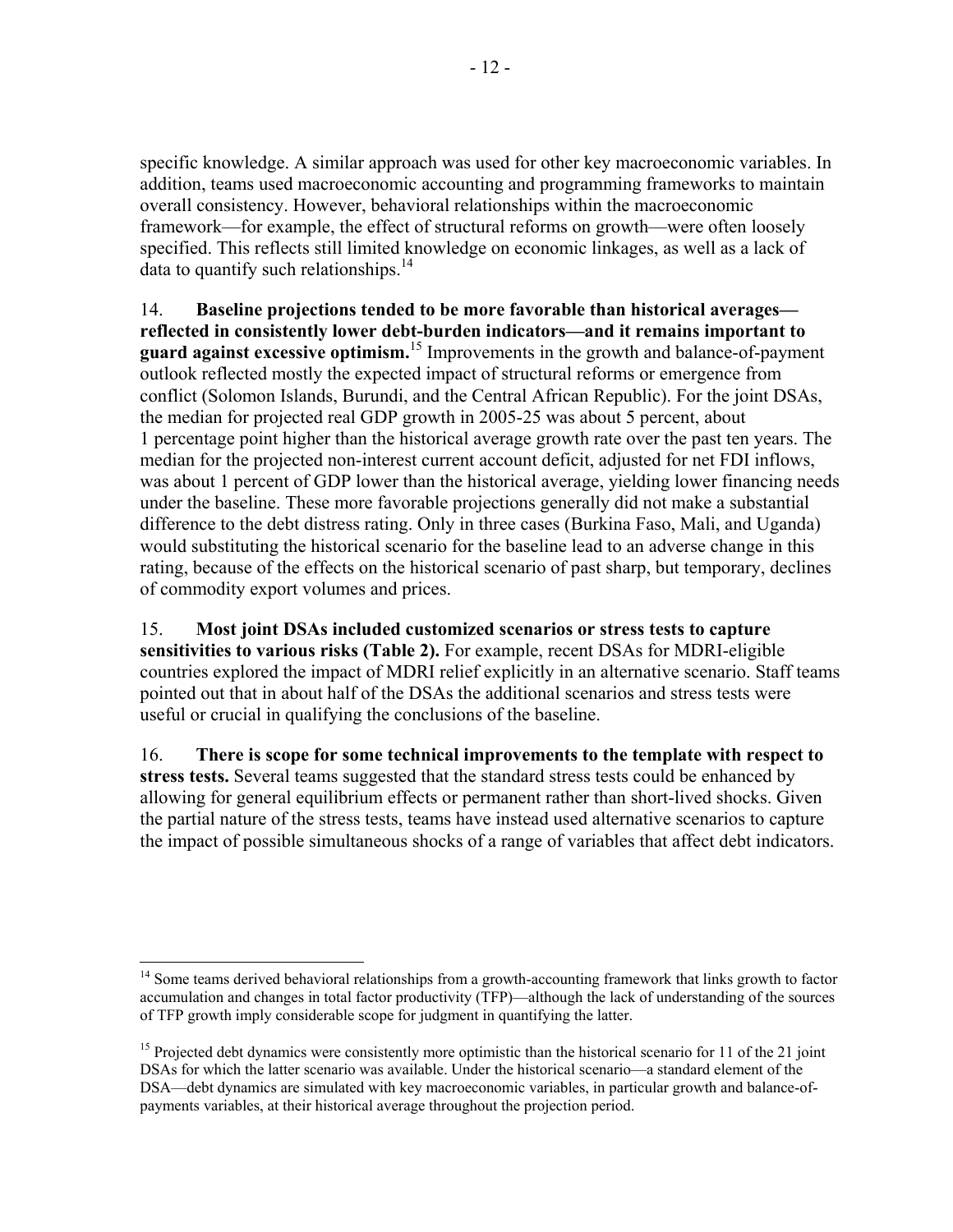specific knowledge. A similar approach was used for other key macroeconomic variables. In addition, teams used macroeconomic accounting and programming frameworks to maintain overall consistency. However, behavioral relationships within the macroeconomic framework—for example, the effect of structural reforms on growth—were often loosely specified. This reflects still limited knowledge on economic linkages, as well as a lack of data to quantify such relationships.[14]

14. **Baseline projections tended to be more favorable than historical averages—reflected in consistently lower debt-burden indicators—and it remains important to guard against excessive optimism.**[15] Improvements in the growth and balance-of-payment outlook reflected mostly the expected impact of structural reforms or emergence from conflict (Solomon Islands, Burundi, and the Central African Republic). For the joint DSAs, the median for projected real GDP growth in 2005-25 was about 5 percent, about 1 percentage point higher than the historical average growth rate over the past ten years. The median for the projected non-interest current account deficit, adjusted for net FDI inflows, was about 1 percent of GDP lower than the historical average, yielding lower financing needs under the baseline. These more favorable projections generally did not make a substantial difference to the debt distress rating. Only in three cases (Burkina Faso, Mali, and Uganda) would substituting the historical scenario for the baseline lead to an adverse change in this rating, because of the effects on the historical scenario of past sharp, but temporary, declines of commodity export volumes and prices.

15. **Most joint DSAs included customized scenarios or stress tests to capture sensitivities to various risks (Table 2).** For example, recent DSAs for MDRI-eligible countries explored the impact of MDRI relief explicitly in an alternative scenario. Staff teams pointed out that in about half of the DSAs the additional scenarios and stress tests were useful or crucial in qualifying the conclusions of the baseline.

16. **There is scope for some technical improvements to the template with respect to stress tests.** Several teams suggested that the standard stress tests could be enhanced by allowing for general equilibrium effects or permanent rather than short-lived shocks. Given the partial nature of the stress tests, teams have instead used alternative scenarios to capture the impact of possible simultaneous shocks of a range of variables that affect debt indicators.

---

[14] Some teams derived behavioral relationships from a growth-accounting framework that links growth to factor accumulation and changes in total factor productivity (TFP)—although the lack of understanding of the sources of TFP growth imply considerable scope for judgment in quantifying the latter.

[15] Projected debt dynamics were consistently more optimistic than the historical scenario for 11 of the 21 joint DSAs for which the latter scenario was available. Under the historical scenario—a standard element of the DSA—debt dynamics are simulated with key macroeconomic variables, in particular growth and balance-of-payments variables, at their historical average throughout the projection period.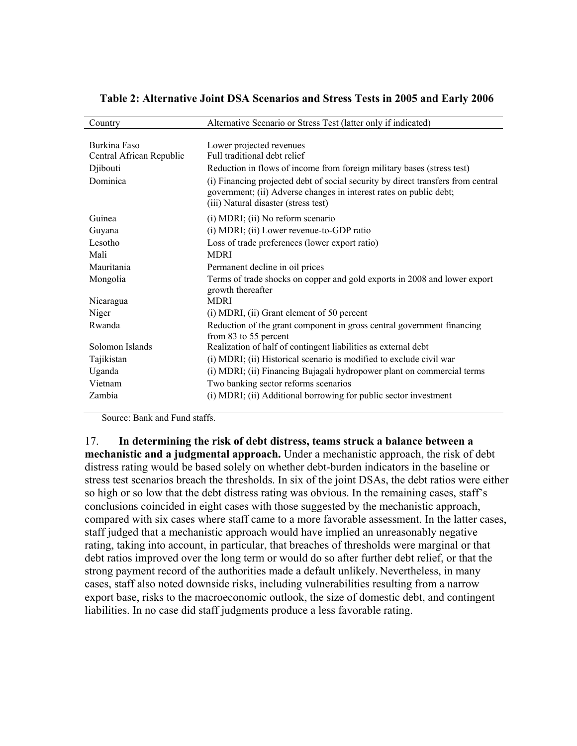**Table 2: Alternative Joint DSA Scenarios and Stress Tests in 2005 and Early 2006**

| Country | Alternative Scenario or Stress Test (latter only if indicated) |
| --- | --- |
| Burkina Faso | Lower projected revenues |
| Central African Republic | Full traditional debt relief |
| Djibouti | Reduction in flows of income from foreign military bases (stress test) |
| Dominica | (i) Financing projected debt of social security by direct transfers from central government; (ii) Adverse changes in interest rates on public debt; (iii) Natural disaster (stress test) |
| Guinea | (i) MDRI; (ii) No reform scenario |
| Guyana | (i) MDRI; (ii) Lower revenue-to-GDP ratio |
| Lesotho | Loss of trade preferences (lower export ratio) |
| Mali | MDRI |
| Mauritania | Permanent decline in oil prices |
| Mongolia | Terms of trade shocks on copper and gold exports in 2008 and lower export growth thereafter |
| Nicaragua | MDRI |
| Niger | (i) MDRI, (ii) Grant element of 50 percent |
| Rwanda | Reduction of the grant component in gross central government financing from 83 to 55 percent |
| Solomon Islands | Realization of half of contingent liabilities as external debt |
| Tajikistan | (i) MDRI; (ii) Historical scenario is modified to exclude civil war |
| Uganda | (i) MDRI; (ii) Financing Bujagali hydropower plant on commercial terms |
| Vietnam | Two banking sector reforms scenarios |
| Zambia | (i) MDRI; (ii) Additional borrowing for public sector investment |

Source: Bank and Fund staffs.

17. **In determining the risk of debt distress, teams struck a balance between a mechanistic and a judgmental approach.** Under a mechanistic approach, the risk of debt distress rating would be based solely on whether debt-burden indicators in the baseline or stress test scenarios breach the thresholds. In six of the joint DSAs, the debt ratios were either so high or so low that the debt distress rating was obvious. In the remaining cases, staff's conclusions coincided in eight cases with those suggested by the mechanistic approach, compared with six cases where staff came to a more favorable assessment. In the latter cases, staff judged that a mechanistic approach would have implied an unreasonably negative rating, taking into account, in particular, that breaches of thresholds were marginal or that debt ratios improved over the long term or would do so after further debt relief, or that the strong payment record of the authorities made a default unlikely. Nevertheless, in many cases, staff also noted downside risks, including vulnerabilities resulting from a narrow export base, risks to the macroeconomic outlook, the size of domestic debt, and contingent liabilities. In no case did staff judgments produce a less favorable rating.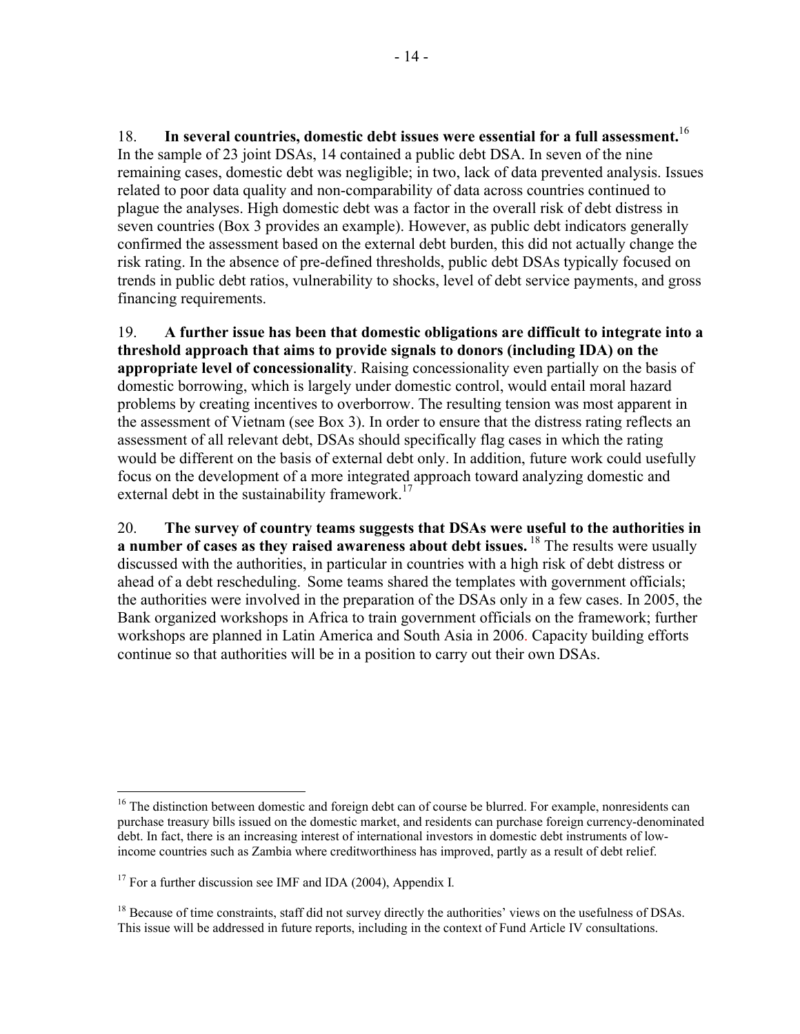18. **In several countries, domestic debt issues were essential for a full assessment.**[16] In the sample of 23 joint DSAs, 14 contained a public debt DSA. In seven of the nine remaining cases, domestic debt was negligible; in two, lack of data prevented analysis. Issues related to poor data quality and non-comparability of data across countries continued to plague the analyses. High domestic debt was a factor in the overall risk of debt distress in seven countries (Box 3 provides an example). However, as public debt indicators generally confirmed the assessment based on the external debt burden, this did not actually change the risk rating. In the absence of pre-defined thresholds, public debt DSAs typically focused on trends in public debt ratios, vulnerability to shocks, level of debt service payments, and gross financing requirements.

19. **A further issue has been that domestic obligations are difficult to integrate into a threshold approach that aims to provide signals to donors (including IDA) on the appropriate level of concessionality**. Raising concessionality even partially on the basis of domestic borrowing, which is largely under domestic control, would entail moral hazard problems by creating incentives to overborrow. The resulting tension was most apparent in the assessment of Vietnam (see Box 3). In order to ensure that the distress rating reflects an assessment of all relevant debt, DSAs should specifically flag cases in which the rating would be different on the basis of external debt only. In addition, future work could usefully focus on the development of a more integrated approach toward analyzing domestic and external debt in the sustainability framework.[17]

20. **The survey of country teams suggests that DSAs were useful to the authorities in a number of cases as they raised awareness about debt issues.**[18] The results were usually discussed with the authorities, in particular in countries with a high risk of debt distress or ahead of a debt rescheduling. Some teams shared the templates with government officials; the authorities were involved in the preparation of the DSAs only in a few cases. In 2005, the Bank organized workshops in Africa to train government officials on the framework; further workshops are planned in Latin America and South Asia in 2006. Capacity building efforts continue so that authorities will be in a position to carry out their own DSAs.

---

[16] The distinction between domestic and foreign debt can of course be blurred. For example, nonresidents can purchase treasury bills issued on the domestic market, and residents can purchase foreign currency-denominated debt. In fact, there is an increasing interest of international investors in domestic debt instruments of low-income countries such as Zambia where creditworthiness has improved, partly as a result of debt relief.

[17] For a further discussion see IMF and IDA (2004), Appendix I.

[18] Because of time constraints, staff did not survey directly the authorities' views on the usefulness of DSAs. This issue will be addressed in future reports, including in the context of Fund Article IV consultations.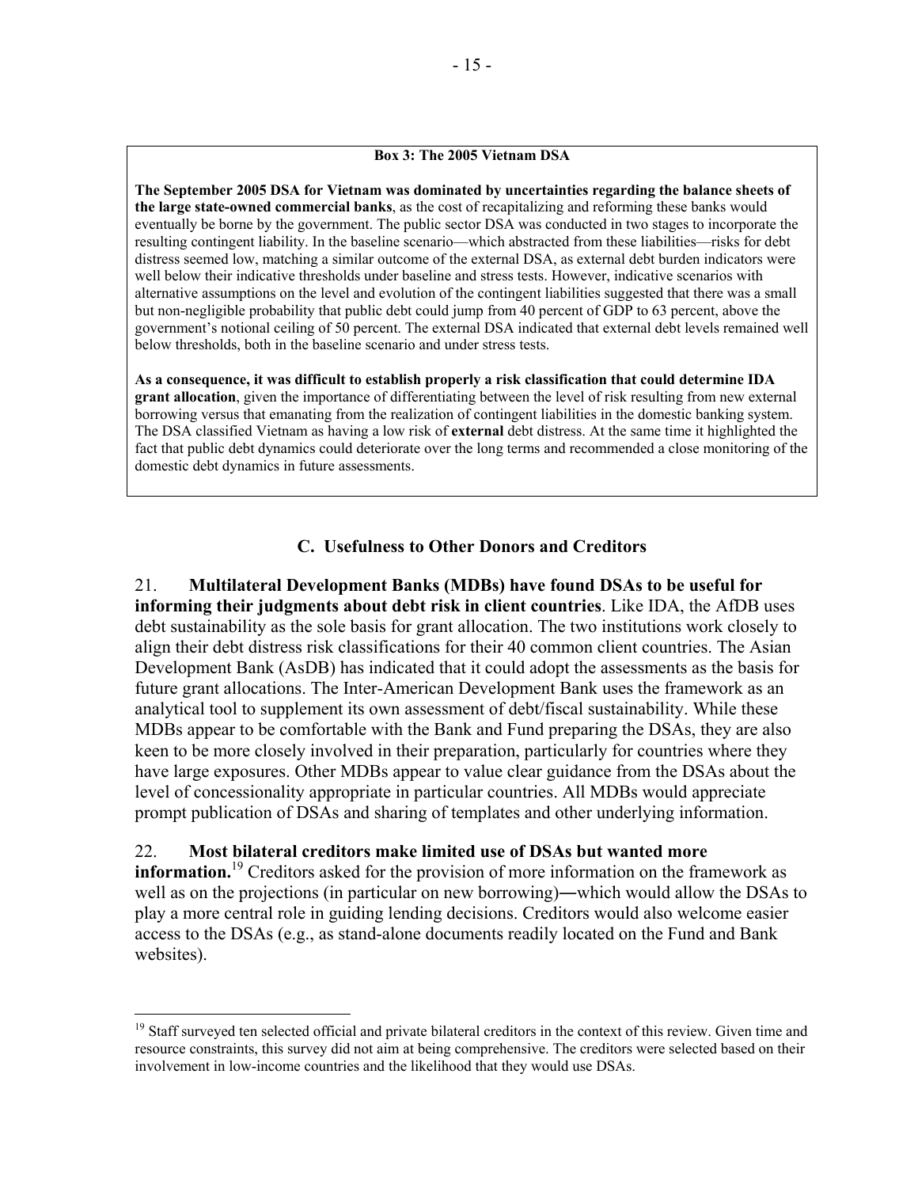**Box 3: The 2005 Vietnam DSA**

**The September 2005 DSA for Vietnam was dominated by uncertainties regarding the balance sheets of the large state-owned commercial banks**, as the cost of recapitalizing and reforming these banks would eventually be borne by the government. The public sector DSA was conducted in two stages to incorporate the resulting contingent liability. In the baseline scenario—which abstracted from these liabilities—risks for debt distress seemed low, matching a similar outcome of the external DSA, as external debt burden indicators were well below their indicative thresholds under baseline and stress tests. However, indicative scenarios with alternative assumptions on the level and evolution of the contingent liabilities suggested that there was a small but non-negligible probability that public debt could jump from 40 percent of GDP to 63 percent, above the government's notional ceiling of 50 percent. The external DSA indicated that external debt levels remained well below thresholds, both in the baseline scenario and under stress tests.

**As a consequence, it was difficult to establish properly a risk classification that could determine IDA grant allocation**, given the importance of differentiating between the level of risk resulting from new external borrowing versus that emanating from the realization of contingent liabilities in the domestic banking system. The DSA classified Vietnam as having a low risk of **external** debt distress. At the same time it highlighted the fact that public debt dynamics could deteriorate over the long terms and recommended a close monitoring of the domestic debt dynamics in future assessments.

## C. Usefulness to Other Donors and Creditors

21. **Multilateral Development Banks (MDBs) have found DSAs to be useful for informing their judgments about debt risk in client countries**. Like IDA, the AfDB uses debt sustainability as the sole basis for grant allocation. The two institutions work closely to align their debt distress risk classifications for their 40 common client countries. The Asian Development Bank (AsDB) has indicated that it could adopt the assessments as the basis for future grant allocations. The Inter-American Development Bank uses the framework as an analytical tool to supplement its own assessment of debt/fiscal sustainability. While these MDBs appear to be comfortable with the Bank and Fund preparing the DSAs, they are also keen to be more closely involved in their preparation, particularly for countries where they have large exposures. Other MDBs appear to value clear guidance from the DSAs about the level of concessionality appropriate in particular countries. All MDBs would appreciate prompt publication of DSAs and sharing of templates and other underlying information.

22. **Most bilateral creditors make limited use of DSAs but wanted more information.**[19] Creditors asked for the provision of more information on the framework as well as on the projections (in particular on new borrowing)―which would allow the DSAs to play a more central role in guiding lending decisions. Creditors would also welcome easier access to the DSAs (e.g., as stand-alone documents readily located on the Fund and Bank websites).

---

[19] Staff surveyed ten selected official and private bilateral creditors in the context of this review. Given time and resource constraints, this survey did not aim at being comprehensive. The creditors were selected based on their involvement in low-income countries and the likelihood that they would use DSAs.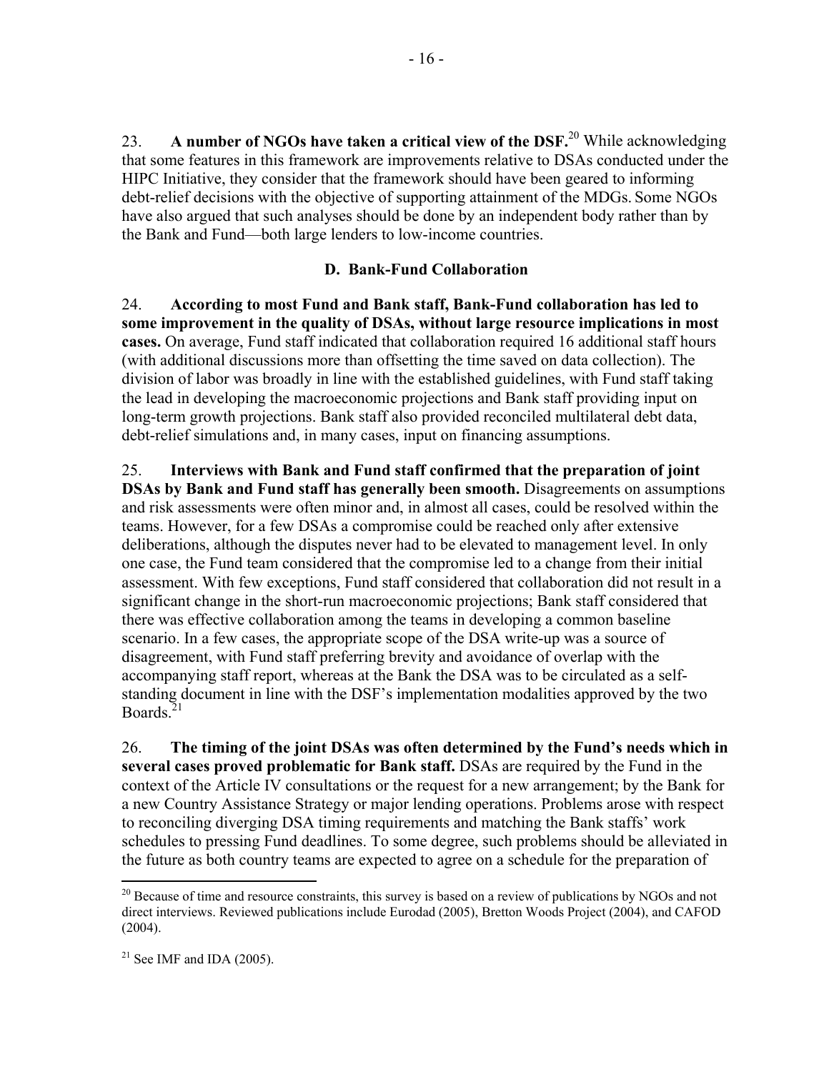23. **A number of NGOs have taken a critical view of the DSF.**[20] While acknowledging that some features in this framework are improvements relative to DSAs conducted under the HIPC Initiative, they consider that the framework should have been geared to informing debt-relief decisions with the objective of supporting attainment of the MDGs. Some NGOs have also argued that such analyses should be done by an independent body rather than by the Bank and Fund—both large lenders to low-income countries.

### D. Bank-Fund Collaboration

24. **According to most Fund and Bank staff, Bank-Fund collaboration has led to some improvement in the quality of DSAs, without large resource implications in most cases.** On average, Fund staff indicated that collaboration required 16 additional staff hours (with additional discussions more than offsetting the time saved on data collection). The division of labor was broadly in line with the established guidelines, with Fund staff taking the lead in developing the macroeconomic projections and Bank staff providing input on long-term growth projections. Bank staff also provided reconciled multilateral debt data, debt-relief simulations and, in many cases, input on financing assumptions.

25. **Interviews with Bank and Fund staff confirmed that the preparation of joint DSAs by Bank and Fund staff has generally been smooth.** Disagreements on assumptions and risk assessments were often minor and, in almost all cases, could be resolved within the teams. However, for a few DSAs a compromise could be reached only after extensive deliberations, although the disputes never had to be elevated to management level. In only one case, the Fund team considered that the compromise led to a change from their initial assessment. With few exceptions, Fund staff considered that collaboration did not result in a significant change in the short-run macroeconomic projections; Bank staff considered that there was effective collaboration among the teams in developing a common baseline scenario. In a few cases, the appropriate scope of the DSA write-up was a source of disagreement, with Fund staff preferring brevity and avoidance of overlap with the accompanying staff report, whereas at the Bank the DSA was to be circulated as a self-standing document in line with the DSF's implementation modalities approved by the two Boards.[21]

26. **The timing of the joint DSAs was often determined by the Fund's needs which in several cases proved problematic for Bank staff.** DSAs are required by the Fund in the context of the Article IV consultations or the request for a new arrangement; by the Bank for a new Country Assistance Strategy or major lending operations. Problems arose with respect to reconciling diverging DSA timing requirements and matching the Bank staffs' work schedules to pressing Fund deadlines. To some degree, such problems should be alleviated in the future as both country teams are expected to agree on a schedule for the preparation of

---

[20] Because of time and resource constraints, this survey is based on a review of publications by NGOs and not direct interviews. Reviewed publications include Eurodad (2005), Bretton Woods Project (2004), and CAFOD (2004).

[21] See IMF and IDA (2005).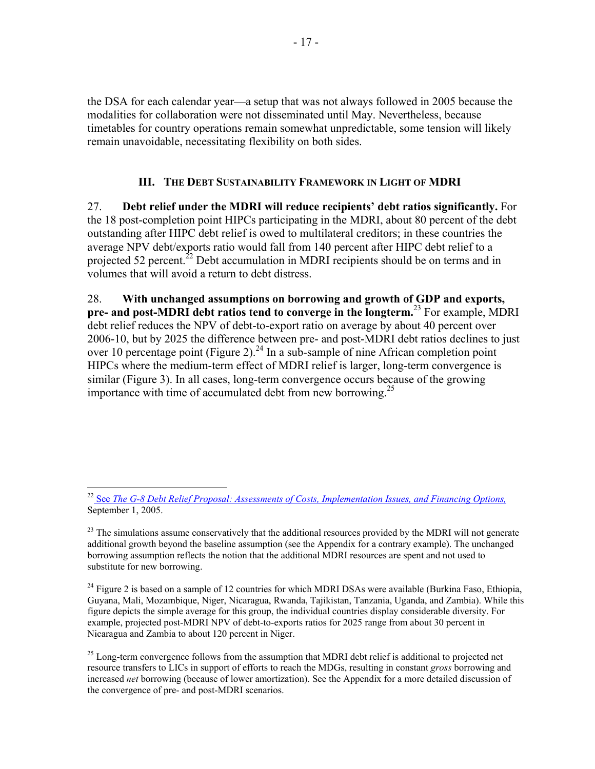the DSA for each calendar year—a setup that was not always followed in 2005 because the modalities for collaboration were not disseminated until May. Nevertheless, because timetables for country operations remain somewhat unpredictable, some tension will likely remain unavoidable, necessitating flexibility on both sides.

## III. The Debt Sustainability Framework in Light of MDRI

27. **Debt relief under the MDRI will reduce recipients' debt ratios significantly.** For the 18 post-completion point HIPCs participating in the MDRI, about 80 percent of the debt outstanding after HIPC debt relief is owed to multilateral creditors; in these countries the average NPV debt/exports ratio would fall from 140 percent after HIPC debt relief to a projected 52 percent.[22] Debt accumulation in MDRI recipients should be on terms and in volumes that will avoid a return to debt distress.

28. **With unchanged assumptions on borrowing and growth of GDP and exports, pre- and post-MDRI debt ratios tend to converge in the longterm.**[23] For example, MDRI debt relief reduces the NPV of debt-to-export ratio on average by about 40 percent over 2006-10, but by 2025 the difference between pre- and post-MDRI debt ratios declines to just over 10 percentage point (Figure 2).[24] In a sub-sample of nine African completion point HIPCs where the medium-term effect of MDRI relief is larger, long-term convergence is similar (Figure 3). In all cases, long-term convergence occurs because of the growing importance with time of accumulated debt from new borrowing.[25]

---

[22] See *The G-8 Debt Relief Proposal: Assessments of Costs, Implementation Issues, and Financing Options,* September 1, 2005.

[23] The simulations assume conservatively that the additional resources provided by the MDRI will not generate additional growth beyond the baseline assumption (see the Appendix for a contrary example). The unchanged borrowing assumption reflects the notion that the additional MDRI resources are spent and not used to substitute for new borrowing.

[24] Figure 2 is based on a sample of 12 countries for which MDRI DSAs were available (Burkina Faso, Ethiopia, Guyana, Mali, Mozambique, Niger, Nicaragua, Rwanda, Tajikistan, Tanzania, Uganda, and Zambia). While this figure depicts the simple average for this group, the individual countries display considerable diversity. For example, projected post-MDRI NPV of debt-to-exports ratios for 2025 range from about 30 percent in Nicaragua and Zambia to about 120 percent in Niger.

[25] Long-term convergence follows from the assumption that MDRI debt relief is additional to projected net resource transfers to LICs in support of efforts to reach the MDGs, resulting in constant *gross* borrowing and increased *net* borrowing (because of lower amortization). See the Appendix for a more detailed discussion of the convergence of pre- and post-MDRI scenarios.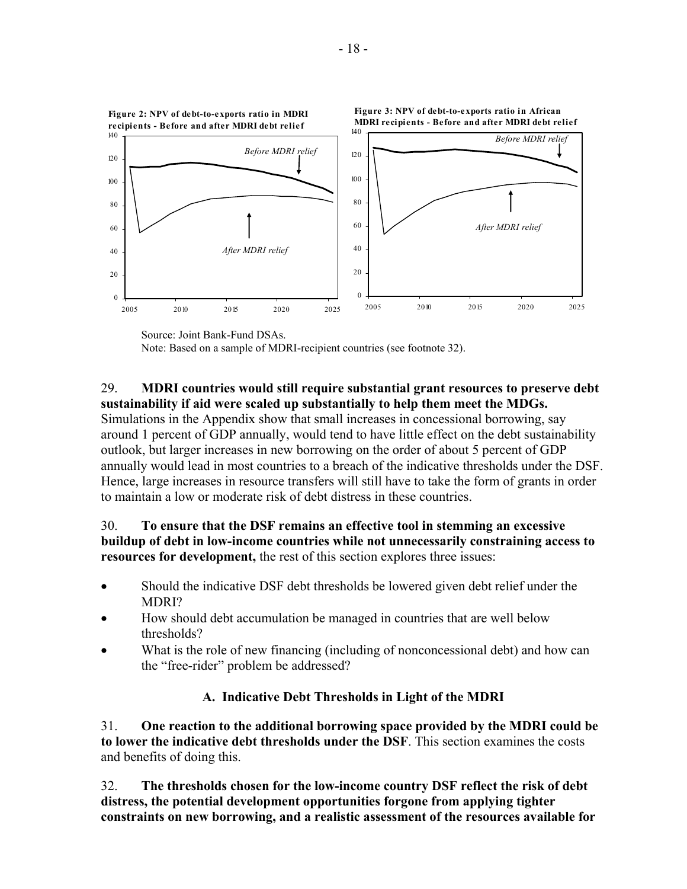**Figure 2: NPV of debt-to-exports ratio in MDRI recipients - Before and after MDRI debt relief**

**Figure 3: NPV of debt-to-exports ratio in African MDRI recipients - Before and after MDRI debt relief**

Source: Joint Bank-Fund DSAs.
Note: Based on a sample of MDRI-recipient countries (see footnote 32).

29. **MDRI countries would still require substantial grant resources to preserve debt sustainability if aid were scaled up substantially to help them meet the MDGs.** Simulations in the Appendix show that small increases in concessional borrowing, say around 1 percent of GDP annually, would tend to have little effect on the debt sustainability outlook, but larger increases in new borrowing on the order of about 5 percent of GDP annually would lead in most countries to a breach of the indicative thresholds under the DSF. Hence, large increases in resource transfers will still have to take the form of grants in order to maintain a low or moderate risk of debt distress in these countries.

30. **To ensure that the DSF remains an effective tool in stemming an excessive buildup of debt in low-income countries while not unnecessarily constraining access to resources for development,** the rest of this section explores three issues:

- Should the indicative DSF debt thresholds be lowered given debt relief under the MDRI?
- How should debt accumulation be managed in countries that are well below thresholds?
- What is the role of new financing (including of nonconcessional debt) and how can the "free-rider" problem be addressed?

### A. Indicative Debt Thresholds in Light of the MDRI

31. **One reaction to the additional borrowing space provided by the MDRI could be to lower the indicative debt thresholds under the DSF**. This section examines the costs and benefits of doing this.

32. **The thresholds chosen for the low-income country DSF reflect the risk of debt distress, the potential development opportunities forgone from applying tighter constraints on new borrowing, and a realistic assessment of the resources available for**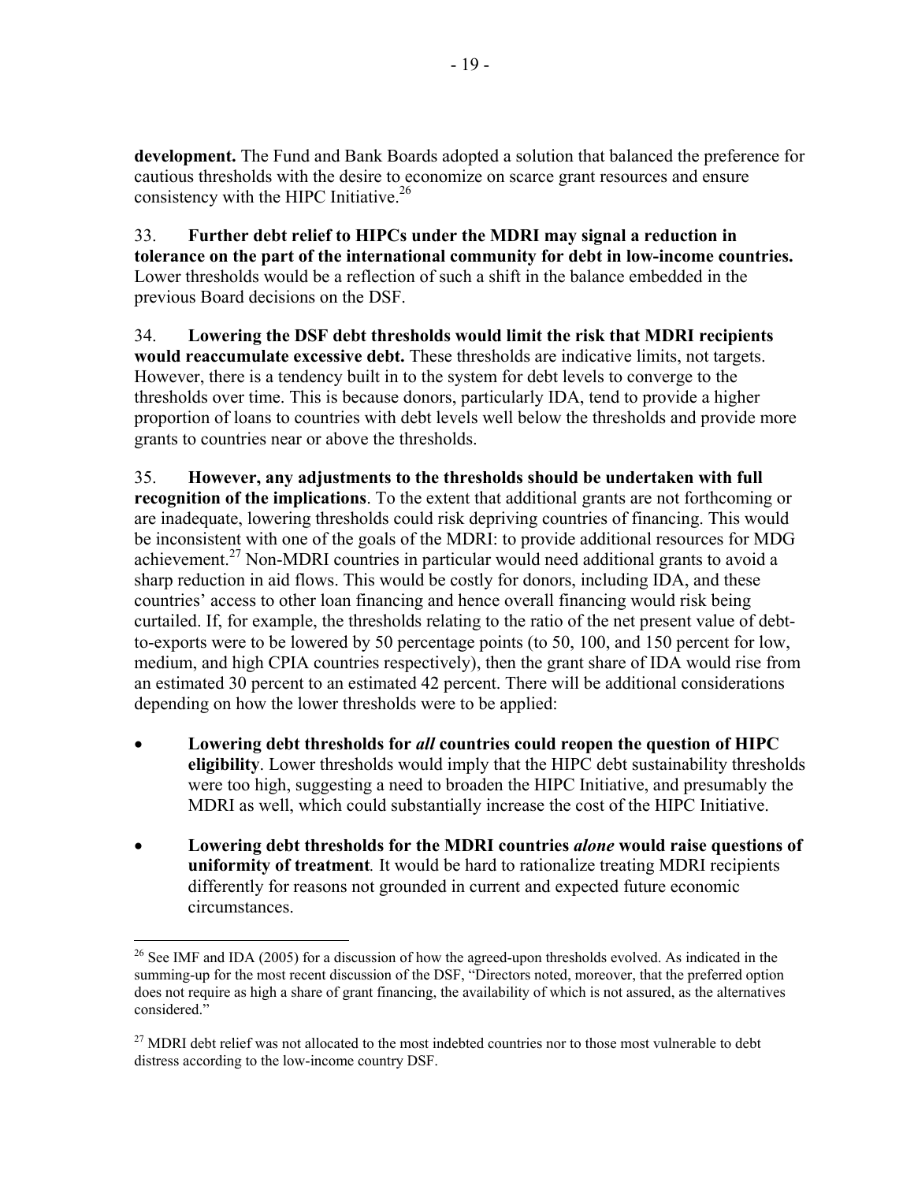**development.** The Fund and Bank Boards adopted a solution that balanced the preference for cautious thresholds with the desire to economize on scarce grant resources and ensure consistency with the HIPC Initiative.[26]

33. **Further debt relief to HIPCs under the MDRI may signal a reduction in tolerance on the part of the international community for debt in low-income countries.** Lower thresholds would be a reflection of such a shift in the balance embedded in the previous Board decisions on the DSF.

34. **Lowering the DSF debt thresholds would limit the risk that MDRI recipients would reaccumulate excessive debt.** These thresholds are indicative limits, not targets. However, there is a tendency built in to the system for debt levels to converge to the thresholds over time. This is because donors, particularly IDA, tend to provide a higher proportion of loans to countries with debt levels well below the thresholds and provide more grants to countries near or above the thresholds.

35. **However, any adjustments to the thresholds should be undertaken with full recognition of the implications**. To the extent that additional grants are not forthcoming or are inadequate, lowering thresholds could risk depriving countries of financing. This would be inconsistent with one of the goals of the MDRI: to provide additional resources for MDG achievement.[27] Non-MDRI countries in particular would need additional grants to avoid a sharp reduction in aid flows. This would be costly for donors, including IDA, and these countries' access to other loan financing and hence overall financing would risk being curtailed. If, for example, the thresholds relating to the ratio of the net present value of debt-to-exports were to be lowered by 50 percentage points (to 50, 100, and 150 percent for low, medium, and high CPIA countries respectively), then the grant share of IDA would rise from an estimated 30 percent to an estimated 42 percent. There will be additional considerations depending on how the lower thresholds were to be applied:

- **Lowering debt thresholds for *all* countries could reopen the question of HIPC eligibility**. Lower thresholds would imply that the HIPC debt sustainability thresholds were too high, suggesting a need to broaden the HIPC Initiative, and presumably the MDRI as well, which could substantially increase the cost of the HIPC Initiative.

- **Lowering debt thresholds for the MDRI countries *alone* would raise questions of uniformity of treatment***.* It would be hard to rationalize treating MDRI recipients differently for reasons not grounded in current and expected future economic circumstances.

---

[26] See IMF and IDA (2005) for a discussion of how the agreed-upon thresholds evolved. As indicated in the summing-up for the most recent discussion of the DSF, "Directors noted, moreover, that the preferred option does not require as high a share of grant financing, the availability of which is not assured, as the alternatives considered."

[27] MDRI debt relief was not allocated to the most indebted countries nor to those most vulnerable to debt distress according to the low-income country DSF.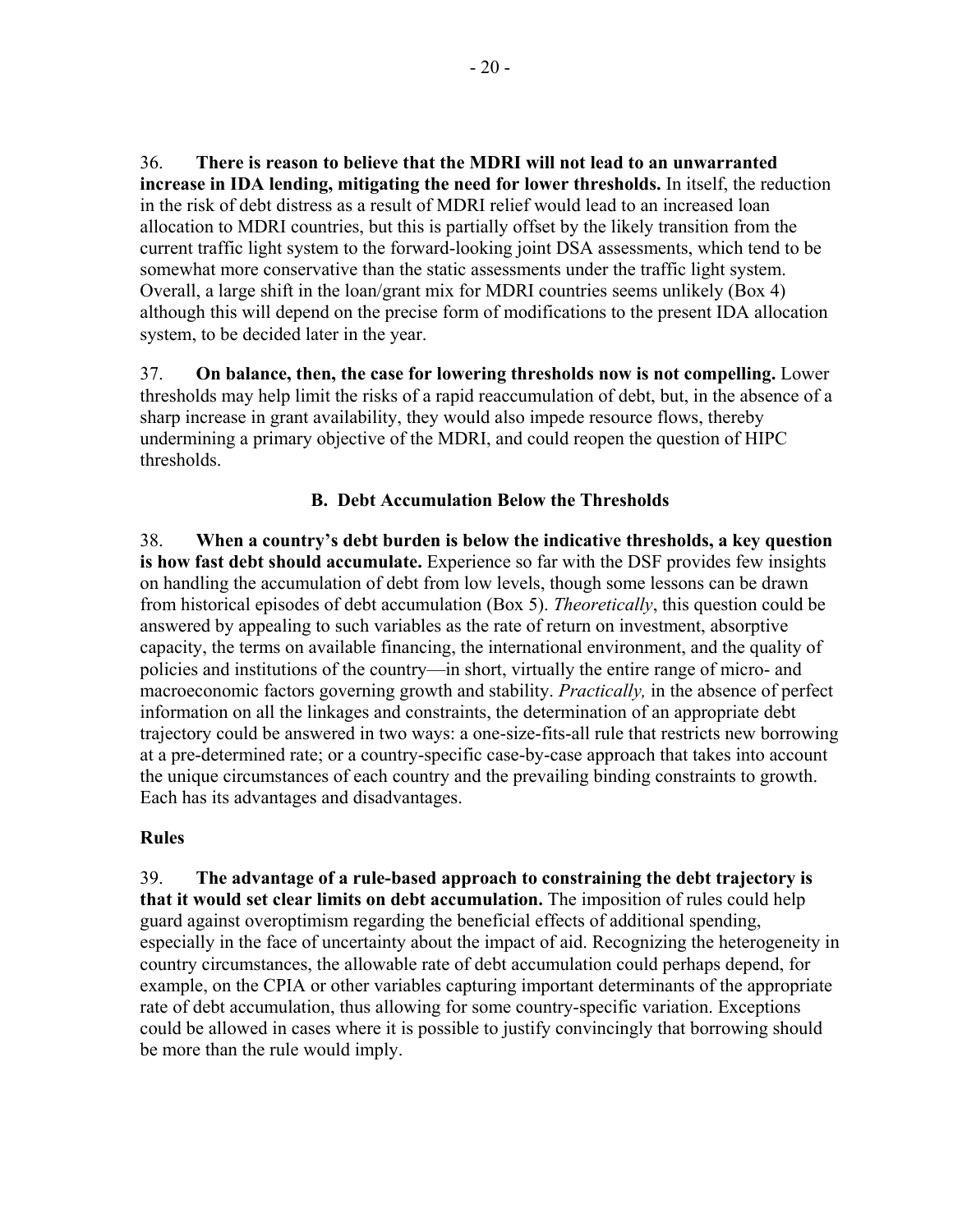36. **There is reason to believe that the MDRI will not lead to an unwarranted increase in IDA lending, mitigating the need for lower thresholds.** In itself, the reduction in the risk of debt distress as a result of MDRI relief would lead to an increased loan allocation to MDRI countries, but this is partially offset by the likely transition from the current traffic light system to the forward-looking joint DSA assessments, which tend to be somewhat more conservative than the static assessments under the traffic light system. Overall, a large shift in the loan/grant mix for MDRI countries seems unlikely (Box 4) although this will depend on the precise form of modifications to the present IDA allocation system, to be decided later in the year.

37. **On balance, then, the case for lowering thresholds now is not compelling.** Lower thresholds may help limit the risks of a rapid reaccumulation of debt, but, in the absence of a sharp increase in grant availability, they would also impede resource flows, thereby undermining a primary objective of the MDRI, and could reopen the question of HIPC thresholds.

### B. Debt Accumulation Below the Thresholds

38. **When a country's debt burden is below the indicative thresholds, a key question is how fast debt should accumulate.** Experience so far with the DSF provides few insights on handling the accumulation of debt from low levels, though some lessons can be drawn from historical episodes of debt accumulation (Box 5). *Theoretically*, this question could be answered by appealing to such variables as the rate of return on investment, absorptive capacity, the terms on available financing, the international environment, and the quality of policies and institutions of the country—in short, virtually the entire range of micro- and macroeconomic factors governing growth and stability. *Practically,* in the absence of perfect information on all the linkages and constraints, the determination of an appropriate debt trajectory could be answered in two ways: a one-size-fits-all rule that restricts new borrowing at a pre-determined rate; or a country-specific case-by-case approach that takes into account the unique circumstances of each country and the prevailing binding constraints to growth. Each has its advantages and disadvantages.

#### Rules

39. **The advantage of a rule-based approach to constraining the debt trajectory is that it would set clear limits on debt accumulation.** The imposition of rules could help guard against overoptimism regarding the beneficial effects of additional spending, especially in the face of uncertainty about the impact of aid. Recognizing the heterogeneity in country circumstances, the allowable rate of debt accumulation could perhaps depend, for example, on the CPIA or other variables capturing important determinants of the appropriate rate of debt accumulation, thus allowing for some country-specific variation. Exceptions could be allowed in cases where it is possible to justify convincingly that borrowing should be more than the rule would imply.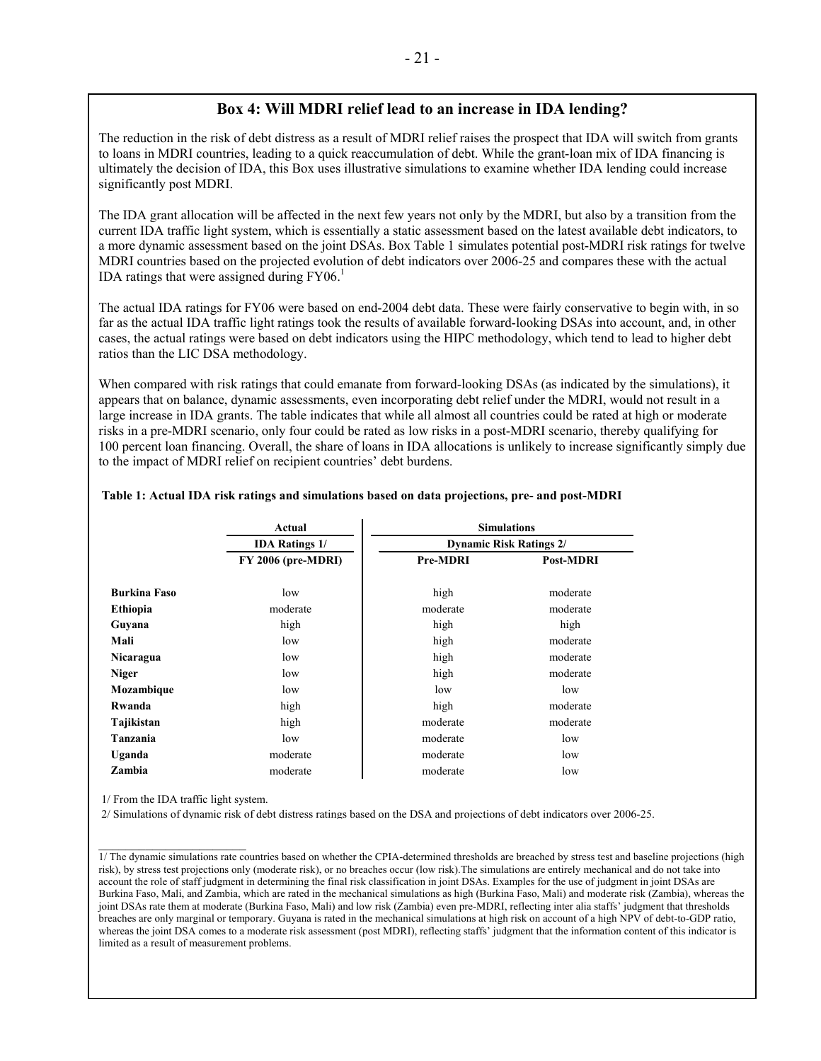## Box 4: Will MDRI relief lead to an increase in IDA lending?

The reduction in the risk of debt distress as a result of MDRI relief raises the prospect that IDA will switch from grants to loans in MDRI countries, leading to a quick reaccumulation of debt. While the grant-loan mix of IDA financing is ultimately the decision of IDA, this Box uses illustrative simulations to examine whether IDA lending could increase significantly post MDRI.

The IDA grant allocation will be affected in the next few years not only by the MDRI, but also by a transition from the current IDA traffic light system, which is essentially a static assessment based on the latest available debt indicators, to a more dynamic assessment based on the joint DSAs. Box Table 1 simulates potential post-MDRI risk ratings for twelve MDRI countries based on the projected evolution of debt indicators over 2006-25 and compares these with the actual IDA ratings that were assigned during FY06.[1]

The actual IDA ratings for FY06 were based on end-2004 debt data. These were fairly conservative to begin with, in so far as the actual IDA traffic light ratings took the results of available forward-looking DSAs into account, and, in other cases, the actual ratings were based on debt indicators using the HIPC methodology, which tend to lead to higher debt ratios than the LIC DSA methodology.

When compared with risk ratings that could emanate from forward-looking DSAs (as indicated by the simulations), it appears that on balance, dynamic assessments, even incorporating debt relief under the MDRI, would not result in a large increase in IDA grants. The table indicates that while all almost all countries could be rated at high or moderate risks in a pre-MDRI scenario, only four could be rated as low risks in a post-MDRI scenario, thereby qualifying for 100 percent loan financing. Overall, the share of loans in IDA allocations is unlikely to increase significantly simply due to the impact of MDRI relief on recipient countries' debt burdens.

**Table 1: Actual IDA risk ratings and simulations based on data projections, pre- and post-MDRI**

| | Actual | Simulations | |
|---|---|---|---|
| | IDA Ratings 1/ | Dynamic Risk Ratings 2/ | |
| | FY 2006 (pre-MDRI) | Pre-MDRI | Post-MDRI |
| **Burkina Faso** | low | high | moderate |
| **Ethiopia** | moderate | moderate | moderate |
| **Guyana** | high | high | high |
| **Mali** | low | high | moderate |
| **Nicaragua** | low | high | moderate |
| **Niger** | low | high | moderate |
| **Mozambique** | low | low | low |
| **Rwanda** | high | high | moderate |
| **Tajikistan** | high | moderate | moderate |
| **Tanzania** | low | moderate | low |
| **Uganda** | moderate | moderate | low |
| **Zambia** | moderate | moderate | low |

1/ From the IDA traffic light system.

2/ Simulations of dynamic risk of debt distress ratings based on the DSA and projections of debt indicators over 2006-25.

---

1/ The dynamic simulations rate countries based on whether the CPIA-determined thresholds are breached by stress test and baseline projections (high risk), by stress test projections only (moderate risk), or no breaches occur (low risk).The simulations are entirely mechanical and do not take into account the role of staff judgment in determining the final risk classification in joint DSAs. Examples for the use of judgment in joint DSAs are Burkina Faso, Mali, and Zambia, which are rated in the mechanical simulations as high (Burkina Faso, Mali) and moderate risk (Zambia), whereas the joint DSAs rate them at moderate (Burkina Faso, Mali) and low risk (Zambia) even pre-MDRI, reflecting inter alia staffs' judgment that thresholds breaches are only marginal or temporary. Guyana is rated in the mechanical simulations at high risk on account of a high NPV of debt-to-GDP ratio, whereas the joint DSA comes to a moderate risk assessment (post MDRI), reflecting staffs' judgment that the information content of this indicator is limited as a result of measurement problems.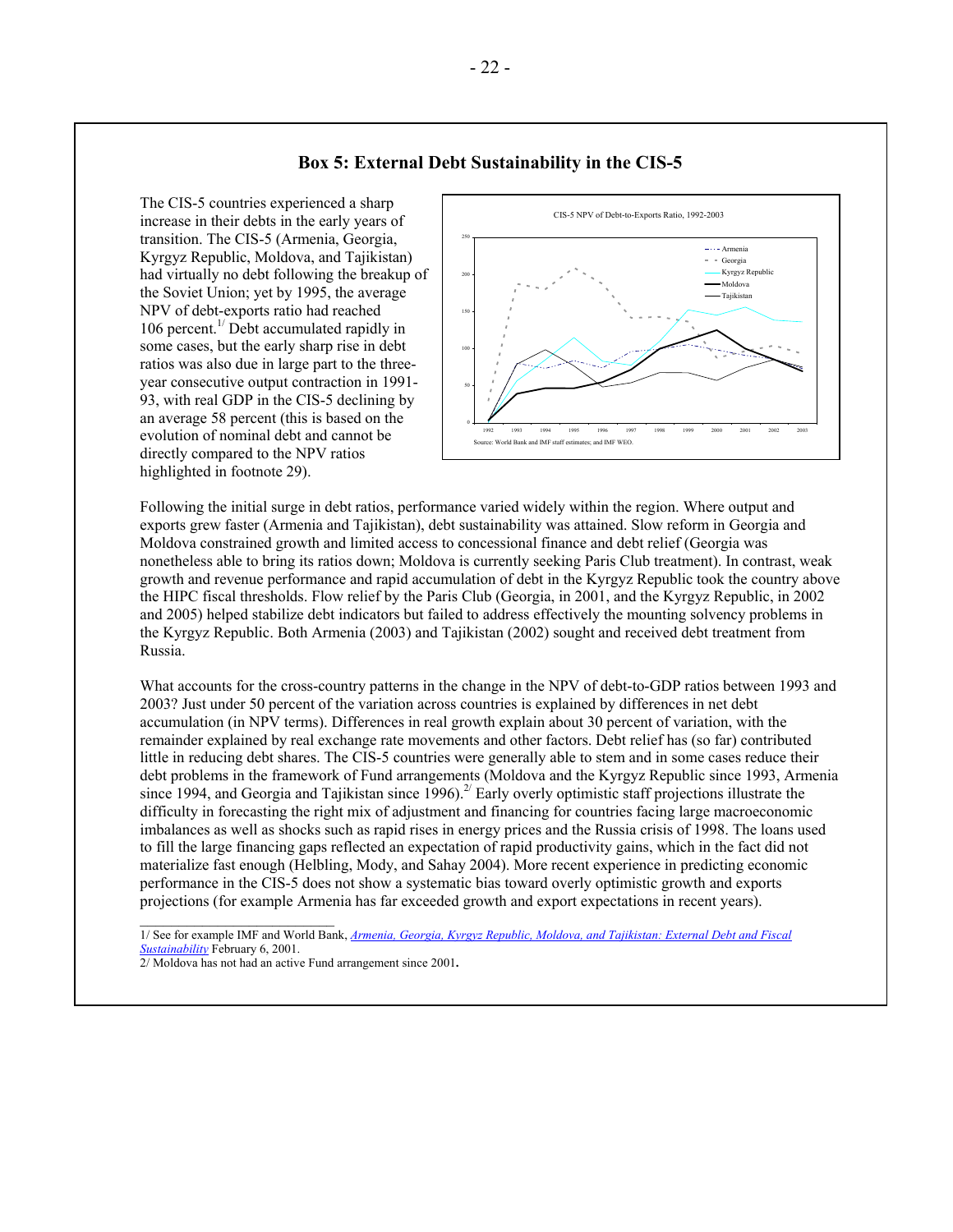## Box 5: External Debt Sustainability in the CIS-5

The CIS-5 countries experienced a sharp increase in their debts in the early years of transition. The CIS-5 (Armenia, Georgia, Kyrgyz Republic, Moldova, and Tajikistan) had virtually no debt following the breakup of the Soviet Union; yet by 1995, the average NPV of debt-exports ratio had reached 106 percent.[1/] Debt accumulated rapidly in some cases, but the early sharp rise in debt ratios was also due in large part to the three-year consecutive output contraction in 1991-93, with real GDP in the CIS-5 declining by an average 58 percent (this is based on the evolution of nominal debt and cannot be directly compared to the NPV ratios highlighted in footnote 29).

CIS-5 NPV of Debt-to-Exports Ratio, 1992-2003

Source: World Bank and IMF staff estimates; and IMF WEO.

Following the initial surge in debt ratios, performance varied widely within the region. Where output and exports grew faster (Armenia and Tajikistan), debt sustainability was attained. Slow reform in Georgia and Moldova constrained growth and limited access to concessional finance and debt relief (Georgia was nonetheless able to bring its ratios down; Moldova is currently seeking Paris Club treatment). In contrast, weak growth and revenue performance and rapid accumulation of debt in the Kyrgyz Republic took the country above the HIPC fiscal thresholds. Flow relief by the Paris Club (Georgia, in 2001, and the Kyrgyz Republic, in 2002 and 2005) helped stabilize debt indicators but failed to address effectively the mounting solvency problems in the Kyrgyz Republic. Both Armenia (2003) and Tajikistan (2002) sought and received debt treatment from Russia.

What accounts for the cross-country patterns in the change in the NPV of debt-to-GDP ratios between 1993 and 2003? Just under 50 percent of the variation across countries is explained by differences in net debt accumulation (in NPV terms). Differences in real growth explain about 30 percent of variation, with the remainder explained by real exchange rate movements and other factors. Debt relief has (so far) contributed little in reducing debt shares. The CIS-5 countries were generally able to stem and in some cases reduce their debt problems in the framework of Fund arrangements (Moldova and the Kyrgyz Republic since 1993, Armenia since 1994, and Georgia and Tajikistan since 1996).[2/] Early overly optimistic staff projections illustrate the difficulty in forecasting the right mix of adjustment and financing for countries facing large macroeconomic imbalances as well as shocks such as rapid rises in energy prices and the Russia crisis of 1998. The loans used to fill the large financing gaps reflected an expectation of rapid productivity gains, which in the fact did not materialize fast enough (Helbling, Mody, and Sahay 2004). More recent experience in predicting economic performance in the CIS-5 does not show a systematic bias toward overly optimistic growth and exports projections (for example Armenia has far exceeded growth and export expectations in recent years).

---

1/ See for example IMF and World Bank, *Armenia, Georgia, Kyrgyz Republic, Moldova, and Tajikistan: External Debt and Fiscal Sustainability* February 6, 2001.

2/ Moldova has not had an active Fund arrangement since 2001.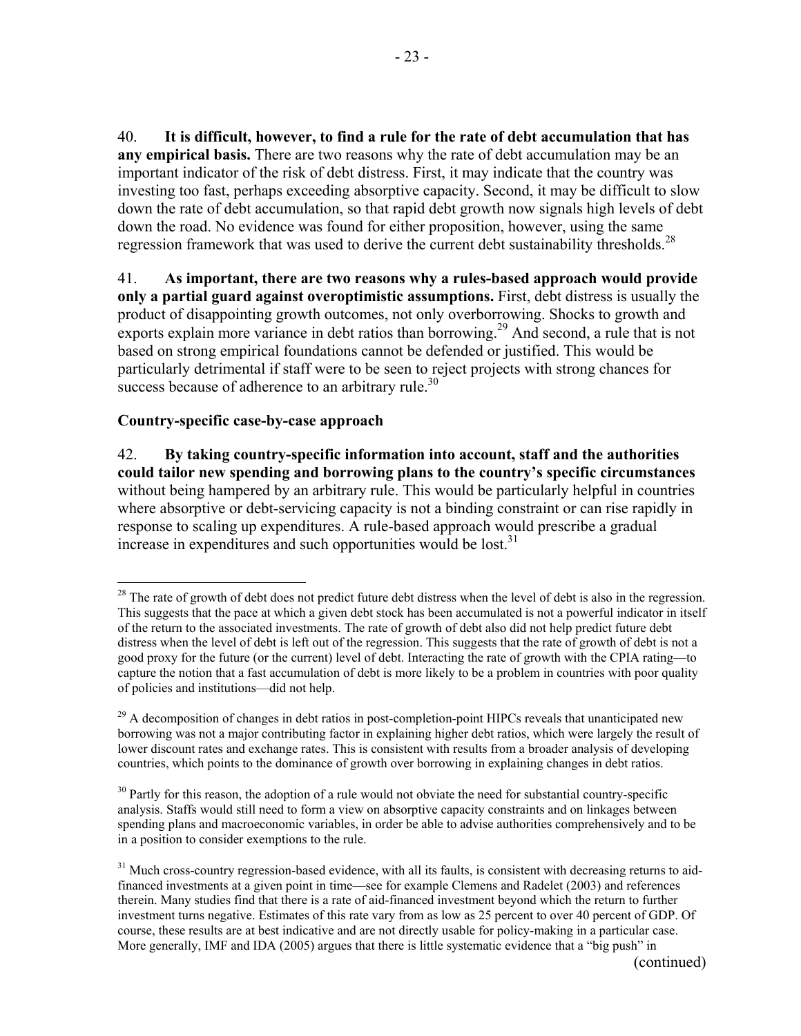40. **It is difficult, however, to find a rule for the rate of debt accumulation that has any empirical basis.** There are two reasons why the rate of debt accumulation may be an important indicator of the risk of debt distress. First, it may indicate that the country was investing too fast, perhaps exceeding absorptive capacity. Second, it may be difficult to slow down the rate of debt accumulation, so that rapid debt growth now signals high levels of debt down the road. No evidence was found for either proposition, however, using the same regression framework that was used to derive the current debt sustainability thresholds.[28]

41. **As important, there are two reasons why a rules-based approach would provide only a partial guard against overoptimistic assumptions.** First, debt distress is usually the product of disappointing growth outcomes, not only overborrowing. Shocks to growth and exports explain more variance in debt ratios than borrowing.[29] And second, a rule that is not based on strong empirical foundations cannot be defended or justified. This would be particularly detrimental if staff were to be seen to reject projects with strong chances for success because of adherence to an arbitrary rule.[30]

**Country-specific case-by-case approach**

42. **By taking country-specific information into account, staff and the authorities could tailor new spending and borrowing plans to the country's specific circumstances** without being hampered by an arbitrary rule. This would be particularly helpful in countries where absorptive or debt-servicing capacity is not a binding constraint or can rise rapidly in response to scaling up expenditures. A rule-based approach would prescribe a gradual increase in expenditures and such opportunities would be lost.[31]

---

[28] The rate of growth of debt does not predict future debt distress when the level of debt is also in the regression. This suggests that the pace at which a given debt stock has been accumulated is not a powerful indicator in itself of the return to the associated investments. The rate of growth of debt also did not help predict future debt distress when the level of debt is left out of the regression. This suggests that the rate of growth of debt is not a good proxy for the future (or the current) level of debt. Interacting the rate of growth with the CPIA rating—to capture the notion that a fast accumulation of debt is more likely to be a problem in countries with poor quality of policies and institutions—did not help.

[29] A decomposition of changes in debt ratios in post-completion-point HIPCs reveals that unanticipated new borrowing was not a major contributing factor in explaining higher debt ratios, which were largely the result of lower discount rates and exchange rates. This is consistent with results from a broader analysis of developing countries, which points to the dominance of growth over borrowing in explaining changes in debt ratios.

[30] Partly for this reason, the adoption of a rule would not obviate the need for substantial country-specific analysis. Staffs would still need to form a view on absorptive capacity constraints and on linkages between spending plans and macroeconomic variables, in order be able to advise authorities comprehensively and to be in a position to consider exemptions to the rule.

[31] Much cross-country regression-based evidence, with all its faults, is consistent with decreasing returns to aid-financed investments at a given point in time—see for example Clemens and Radelet (2003) and references therein. Many studies find that there is a rate of aid-financed investment beyond which the return to further investment turns negative. Estimates of this rate vary from as low as 25 percent to over 40 percent of GDP. Of course, these results are at best indicative and are not directly usable for policy-making in a particular case. More generally, IMF and IDA (2005) argues that there is little systematic evidence that a "big push" in

(continued)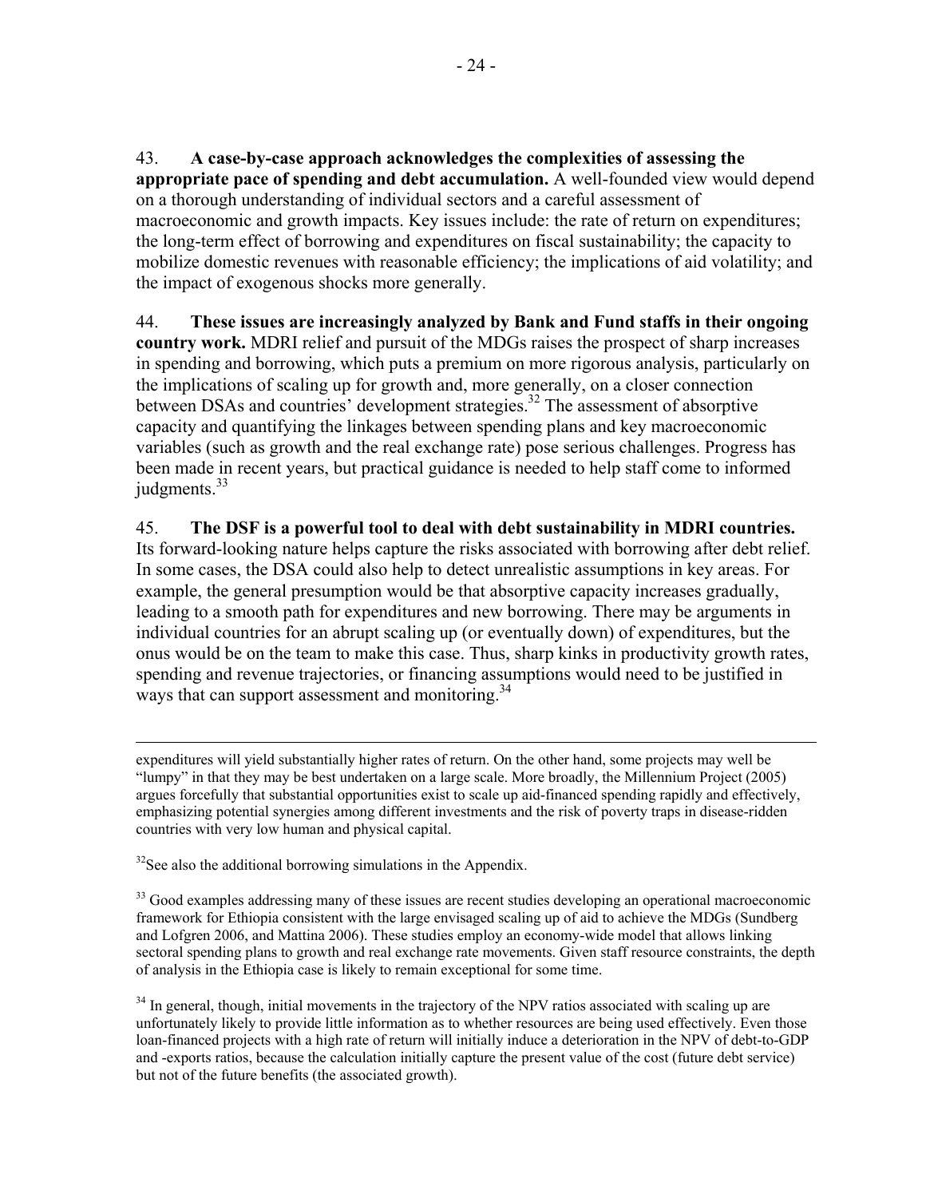43. **A case-by-case approach acknowledges the complexities of assessing the appropriate pace of spending and debt accumulation.** A well-founded view would depend on a thorough understanding of individual sectors and a careful assessment of macroeconomic and growth impacts. Key issues include: the rate of return on expenditures; the long-term effect of borrowing and expenditures on fiscal sustainability; the capacity to mobilize domestic revenues with reasonable efficiency; the implications of aid volatility; and the impact of exogenous shocks more generally.

44. **These issues are increasingly analyzed by Bank and Fund staffs in their ongoing country work.** MDRI relief and pursuit of the MDGs raises the prospect of sharp increases in spending and borrowing, which puts a premium on more rigorous analysis, particularly on the implications of scaling up for growth and, more generally, on a closer connection between DSAs and countries' development strategies.[32] The assessment of absorptive capacity and quantifying the linkages between spending plans and key macroeconomic variables (such as growth and the real exchange rate) pose serious challenges. Progress has been made in recent years, but practical guidance is needed to help staff come to informed judgments.[33]

45. **The DSF is a powerful tool to deal with debt sustainability in MDRI countries.** Its forward-looking nature helps capture the risks associated with borrowing after debt relief. In some cases, the DSA could also help to detect unrealistic assumptions in key areas. For example, the general presumption would be that absorptive capacity increases gradually, leading to a smooth path for expenditures and new borrowing. There may be arguments in individual countries for an abrupt scaling up (or eventually down) of expenditures, but the onus would be on the team to make this case. Thus, sharp kinks in productivity growth rates, spending and revenue trajectories, or financing assumptions would need to be justified in ways that can support assessment and monitoring.[34]

---

expenditures will yield substantially higher rates of return. On the other hand, some projects may well be "lumpy" in that they may be best undertaken on a large scale. More broadly, the Millennium Project (2005) argues forcefully that substantial opportunities exist to scale up aid-financed spending rapidly and effectively, emphasizing potential synergies among different investments and the risk of poverty traps in disease-ridden countries with very low human and physical capital.

[32] See also the additional borrowing simulations in the Appendix.

[33] Good examples addressing many of these issues are recent studies developing an operational macroeconomic framework for Ethiopia consistent with the large envisaged scaling up of aid to achieve the MDGs (Sundberg and Lofgren 2006, and Mattina 2006). These studies employ an economy-wide model that allows linking sectoral spending plans to growth and real exchange rate movements. Given staff resource constraints, the depth of analysis in the Ethiopia case is likely to remain exceptional for some time.

[34] In general, though, initial movements in the trajectory of the NPV ratios associated with scaling up are unfortunately likely to provide little information as to whether resources are being used effectively. Even those loan-financed projects with a high rate of return will initially induce a deterioration in the NPV of debt-to-GDP and -exports ratios, because the calculation initially capture the present value of the cost (future debt service) but not of the future benefits (the associated growth).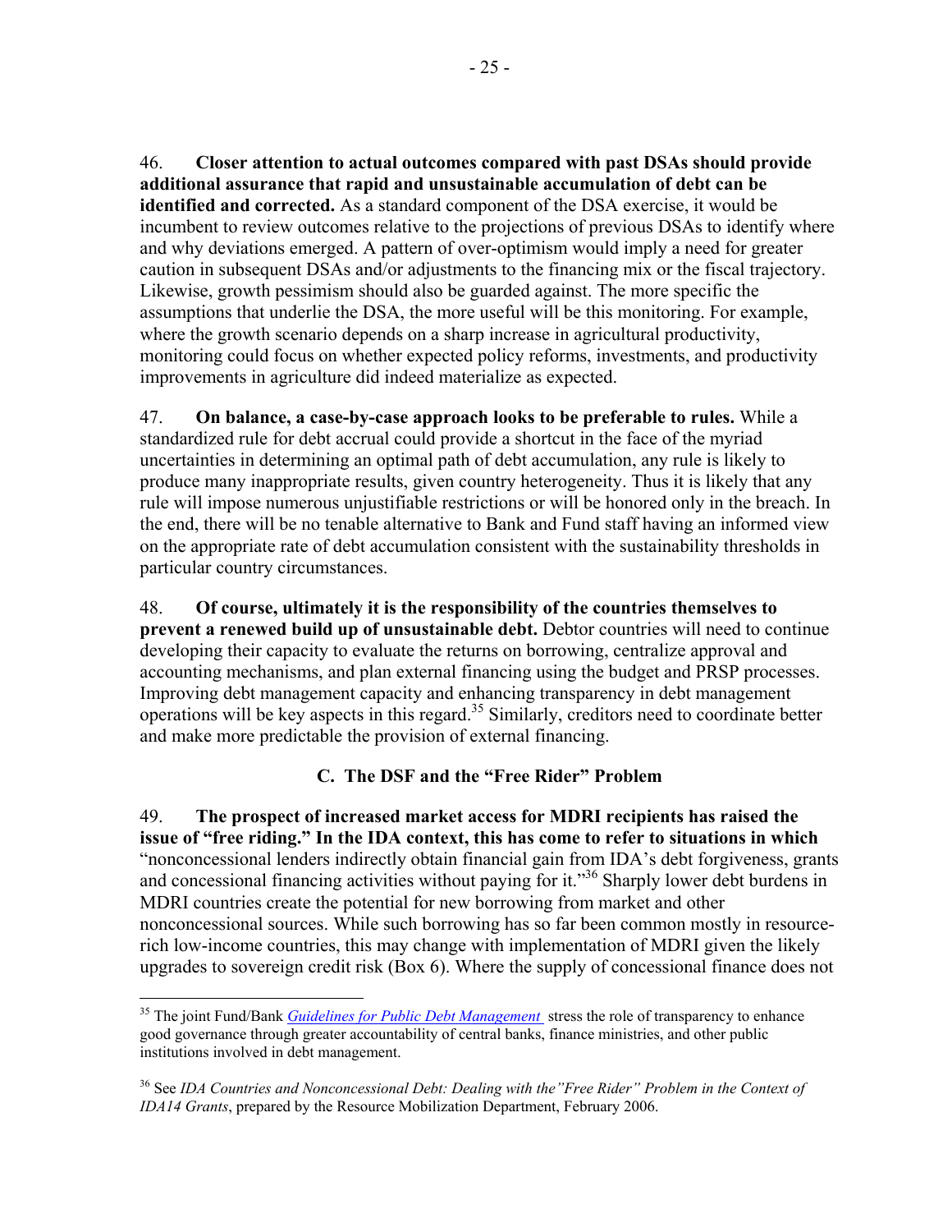46. **Closer attention to actual outcomes compared with past DSAs should provide additional assurance that rapid and unsustainable accumulation of debt can be identified and corrected.** As a standard component of the DSA exercise, it would be incumbent to review outcomes relative to the projections of previous DSAs to identify where and why deviations emerged. A pattern of over-optimism would imply a need for greater caution in subsequent DSAs and/or adjustments to the financing mix or the fiscal trajectory. Likewise, growth pessimism should also be guarded against. The more specific the assumptions that underlie the DSA, the more useful will be this monitoring. For example, where the growth scenario depends on a sharp increase in agricultural productivity, monitoring could focus on whether expected policy reforms, investments, and productivity improvements in agriculture did indeed materialize as expected.

47. **On balance, a case-by-case approach looks to be preferable to rules.** While a standardized rule for debt accrual could provide a shortcut in the face of the myriad uncertainties in determining an optimal path of debt accumulation, any rule is likely to produce many inappropriate results, given country heterogeneity. Thus it is likely that any rule will impose numerous unjustifiable restrictions or will be honored only in the breach. In the end, there will be no tenable alternative to Bank and Fund staff having an informed view on the appropriate rate of debt accumulation consistent with the sustainability thresholds in particular country circumstances.

48. **Of course, ultimately it is the responsibility of the countries themselves to prevent a renewed build up of unsustainable debt.** Debtor countries will need to continue developing their capacity to evaluate the returns on borrowing, centralize approval and accounting mechanisms, and plan external financing using the budget and PRSP processes. Improving debt management capacity and enhancing transparency in debt management operations will be key aspects in this regard.[35] Similarly, creditors need to coordinate better and make more predictable the provision of external financing.

### C. The DSF and the "Free Rider" Problem

49. **The prospect of increased market access for MDRI recipients has raised the issue of "free riding." In the IDA context, this has come to refer to situations in which** "nonconcessional lenders indirectly obtain financial gain from IDA's debt forgiveness, grants and concessional financing activities without paying for it."[36] Sharply lower debt burdens in MDRI countries create the potential for new borrowing from market and other nonconcessional sources. While such borrowing has so far been common mostly in resource-rich low-income countries, this may change with implementation of MDRI given the likely upgrades to sovereign credit risk (Box 6). Where the supply of concessional finance does not

---

[35] The joint Fund/Bank *Guidelines for Public Debt Management* stress the role of transparency to enhance good governance through greater accountability of central banks, finance ministries, and other public institutions involved in debt management.

[36] See *IDA Countries and Nonconcessional Debt: Dealing with the"Free Rider" Problem in the Context of IDA14 Grants*, prepared by the Resource Mobilization Department, February 2006.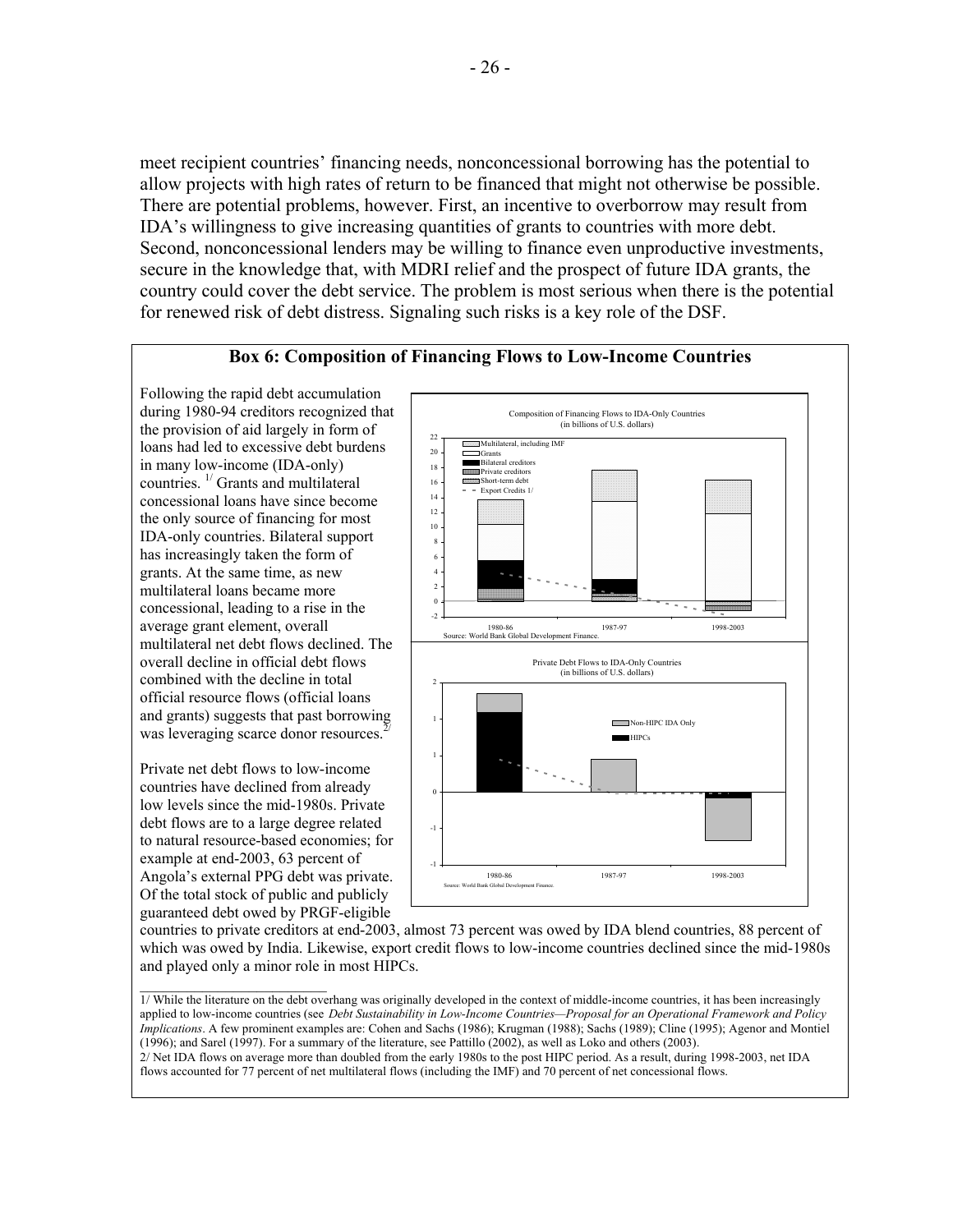meet recipient countries' financing needs, nonconcessional borrowing has the potential to allow projects with high rates of return to be financed that might not otherwise be possible. There are potential problems, however. First, an incentive to overborrow may result from IDA's willingness to give increasing quantities of grants to countries with more debt. Second, nonconcessional lenders may be willing to finance even unproductive investments, secure in the knowledge that, with MDRI relief and the prospect of future IDA grants, the country could cover the debt service. The problem is most serious when there is the potential for renewed risk of debt distress. Signaling such risks is a key role of the DSF.

### Box 6: Composition of Financing Flows to Low-Income Countries

Following the rapid debt accumulation during 1980-94 creditors recognized that the provision of aid largely in form of loans had led to excessive debt burdens in many low-income (IDA-only) countries.[1/] Grants and multilateral concessional loans have since become the only source of financing for most IDA-only countries. Bilateral support has increasingly taken the form of grants. At the same time, as new multilateral loans became more concessional, leading to a rise in the average grant element, overall multilateral net debt flows declined. The overall decline in official debt flows combined with the decline in total official resource flows (official loans and grants) suggests that past borrowing was leveraging scarce donor resources.[2/]

Private net debt flows to low-income countries have declined from already low levels since the mid-1980s. Private debt flows are to a large degree related to natural resource-based economies; for example at end-2003, 63 percent of Angola's external PPG debt was private. Of the total stock of public and publicly guaranteed debt owed by PRGF-eligible countries to private creditors at end-2003, almost 73 percent was owed by IDA blend countries, 88 percent of which was owed by India. Likewise, export credit flows to low-income countries declined since the mid-1980s and played only a minor role in most HIPCs.

Composition of Financing Flows to IDA-Only Countries (in billions of U.S. dollars)

Legend: Multilateral, including IMF; Grants; Bilateral creditors; Private creditors; Short-term debt; Export Credits 1/

Periods: 1980-86, 1987-97, 1998-2003

Source: World Bank Global Development Finance.

Private Debt Flows to IDA-Only Countries (in billions of U.S. dollars)

Legend: Non-HIPC IDA Only; HIPCs

Periods: 1980-86, 1987-97, 1998-2003

Source: World Bank Global Development Finance.

---

1/ While the literature on the debt overhang was originally developed in the context of middle-income countries, it has been increasingly applied to low-income countries (see *Debt Sustainability in Low-Income Countries—Proposal for an Operational Framework and Policy Implications*. A few prominent examples are: Cohen and Sachs (1986); Krugman (1988); Sachs (1989); Cline (1995); Agenor and Montiel (1996); and Sarel (1997). For a summary of the literature, see Pattillo (2002), as well as Loko and others (2003).

2/ Net IDA flows on average more than doubled from the early 1980s to the post HIPC period. As a result, during 1998-2003, net IDA flows accounted for 77 percent of net multilateral flows (including the IMF) and 70 percent of net concessional flows.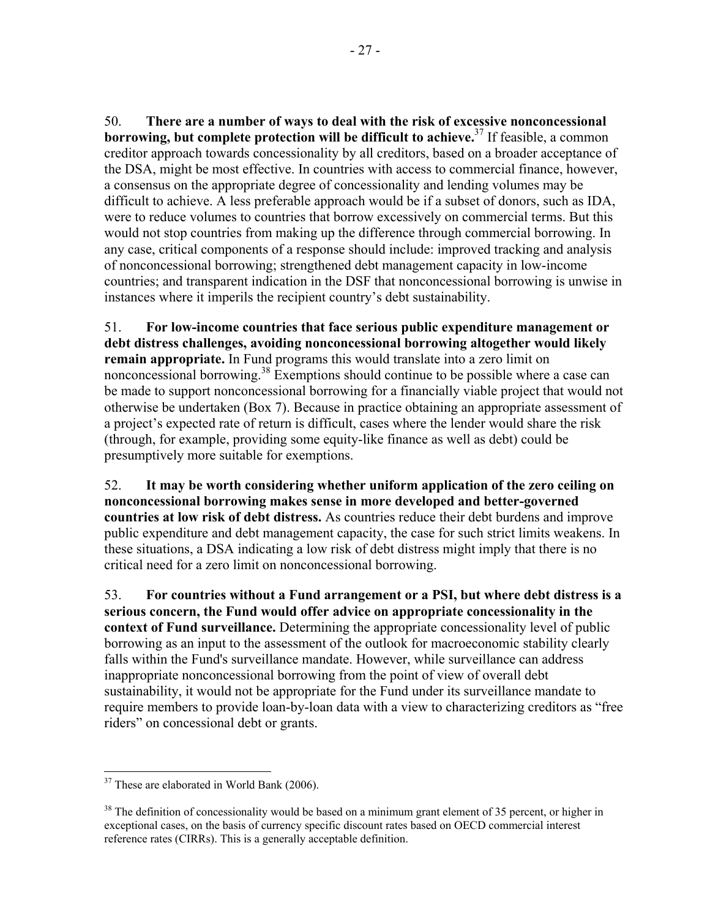50. **There are a number of ways to deal with the risk of excessive nonconcessional borrowing, but complete protection will be difficult to achieve.**[37] If feasible, a common creditor approach towards concessionality by all creditors, based on a broader acceptance of the DSA, might be most effective. In countries with access to commercial finance, however, a consensus on the appropriate degree of concessionality and lending volumes may be difficult to achieve. A less preferable approach would be if a subset of donors, such as IDA, were to reduce volumes to countries that borrow excessively on commercial terms. But this would not stop countries from making up the difference through commercial borrowing. In any case, critical components of a response should include: improved tracking and analysis of nonconcessional borrowing; strengthened debt management capacity in low-income countries; and transparent indication in the DSF that nonconcessional borrowing is unwise in instances where it imperils the recipient country's debt sustainability.

51. **For low-income countries that face serious public expenditure management or debt distress challenges, avoiding nonconcessional borrowing altogether would likely remain appropriate.** In Fund programs this would translate into a zero limit on nonconcessional borrowing.[38] Exemptions should continue to be possible where a case can be made to support nonconcessional borrowing for a financially viable project that would not otherwise be undertaken (Box 7). Because in practice obtaining an appropriate assessment of a project's expected rate of return is difficult, cases where the lender would share the risk (through, for example, providing some equity-like finance as well as debt) could be presumptively more suitable for exemptions.

52. **It may be worth considering whether uniform application of the zero ceiling on nonconcessional borrowing makes sense in more developed and better-governed countries at low risk of debt distress.** As countries reduce their debt burdens and improve public expenditure and debt management capacity, the case for such strict limits weakens. In these situations, a DSA indicating a low risk of debt distress might imply that there is no critical need for a zero limit on nonconcessional borrowing.

53. **For countries without a Fund arrangement or a PSI, but where debt distress is a serious concern, the Fund would offer advice on appropriate concessionality in the context of Fund surveillance.** Determining the appropriate concessionality level of public borrowing as an input to the assessment of the outlook for macroeconomic stability clearly falls within the Fund's surveillance mandate. However, while surveillance can address inappropriate nonconcessional borrowing from the point of view of overall debt sustainability, it would not be appropriate for the Fund under its surveillance mandate to require members to provide loan-by-loan data with a view to characterizing creditors as "free riders" on concessional debt or grants.

---

[37] These are elaborated in World Bank (2006).

[38] The definition of concessionality would be based on a minimum grant element of 35 percent, or higher in exceptional cases, on the basis of currency specific discount rates based on OECD commercial interest reference rates (CIRRs). This is a generally acceptable definition.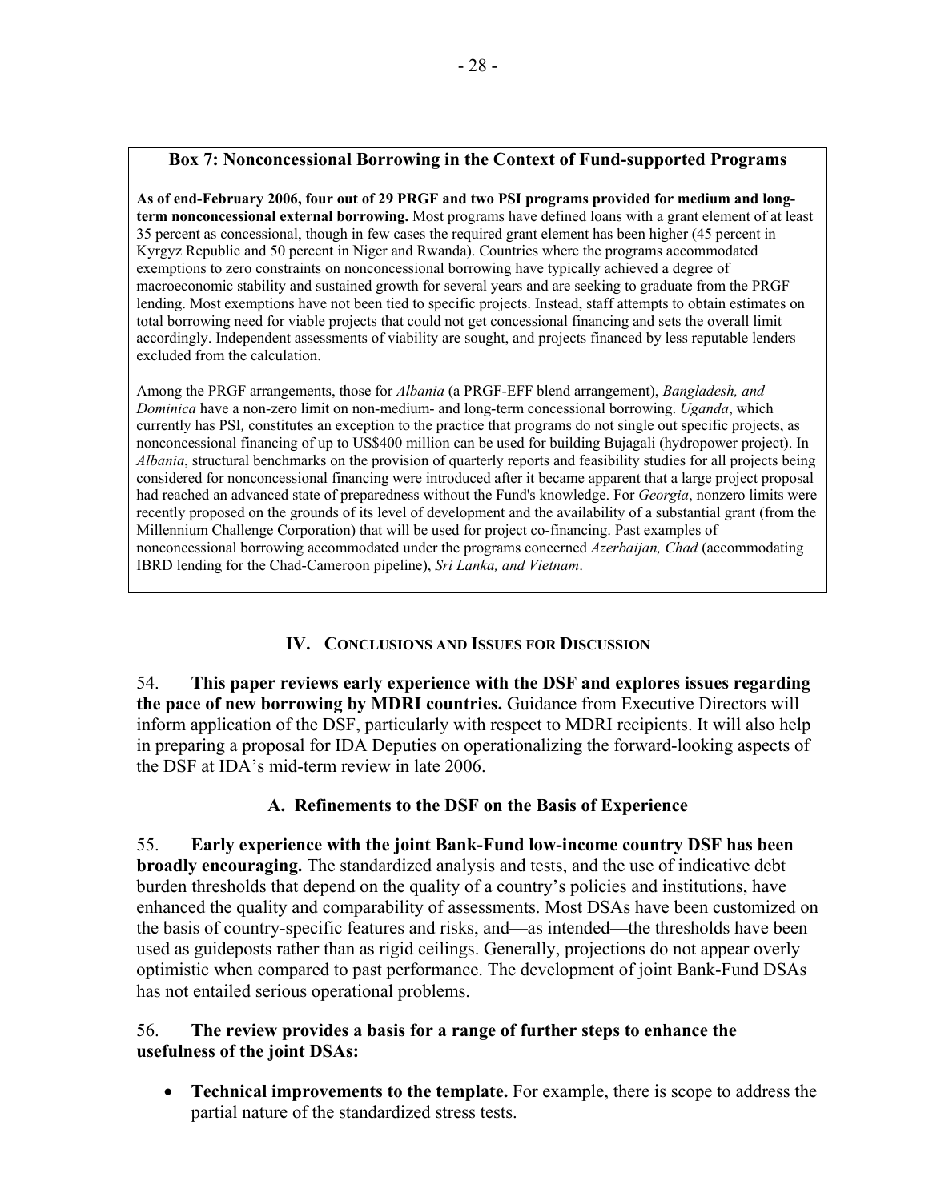**Box 7: Nonconcessional Borrowing in the Context of Fund-supported Programs**

**As of end-February 2006, four out of 29 PRGF and two PSI programs provided for medium and long-term nonconcessional external borrowing.** Most programs have defined loans with a grant element of at least 35 percent as concessional, though in few cases the required grant element has been higher (45 percent in Kyrgyz Republic and 50 percent in Niger and Rwanda). Countries where the programs accommodated exemptions to zero constraints on nonconcessional borrowing have typically achieved a degree of macroeconomic stability and sustained growth for several years and are seeking to graduate from the PRGF lending. Most exemptions have not been tied to specific projects. Instead, staff attempts to obtain estimates on total borrowing need for viable projects that could not get concessional financing and sets the overall limit accordingly. Independent assessments of viability are sought, and projects financed by less reputable lenders excluded from the calculation.

Among the PRGF arrangements, those for *Albania* (a PRGF-EFF blend arrangement), *Bangladesh, and Dominica* have a non-zero limit on non-medium- and long-term concessional borrowing. *Uganda*, which currently has PSI*,* constitutes an exception to the practice that programs do not single out specific projects, as nonconcessional financing of up to US$400 million can be used for building Bujagali (hydropower project). In *Albania*, structural benchmarks on the provision of quarterly reports and feasibility studies for all projects being considered for nonconcessional financing were introduced after it became apparent that a large project proposal had reached an advanced state of preparedness without the Fund's knowledge. For *Georgia*, nonzero limits were recently proposed on the grounds of its level of development and the availability of a substantial grant (from the Millennium Challenge Corporation) that will be used for project co-financing. Past examples of nonconcessional borrowing accommodated under the programs concerned *Azerbaijan, Chad* (accommodating IBRD lending for the Chad-Cameroon pipeline), *Sri Lanka, and Vietnam*.

## IV. Conclusions and Issues for Discussion

54. **This paper reviews early experience with the DSF and explores issues regarding the pace of new borrowing by MDRI countries.** Guidance from Executive Directors will inform application of the DSF, particularly with respect to MDRI recipients. It will also help in preparing a proposal for IDA Deputies on operationalizing the forward-looking aspects of the DSF at IDA's mid-term review in late 2006.

### A. Refinements to the DSF on the Basis of Experience

55. **Early experience with the joint Bank-Fund low-income country DSF has been broadly encouraging.** The standardized analysis and tests, and the use of indicative debt burden thresholds that depend on the quality of a country's policies and institutions, have enhanced the quality and comparability of assessments. Most DSAs have been customized on the basis of country-specific features and risks, and—as intended—the thresholds have been used as guideposts rather than as rigid ceilings. Generally, projections do not appear overly optimistic when compared to past performance. The development of joint Bank-Fund DSAs has not entailed serious operational problems.

56. **The review provides a basis for a range of further steps to enhance the usefulness of the joint DSAs:**

- **Technical improvements to the template.** For example, there is scope to address the partial nature of the standardized stress tests.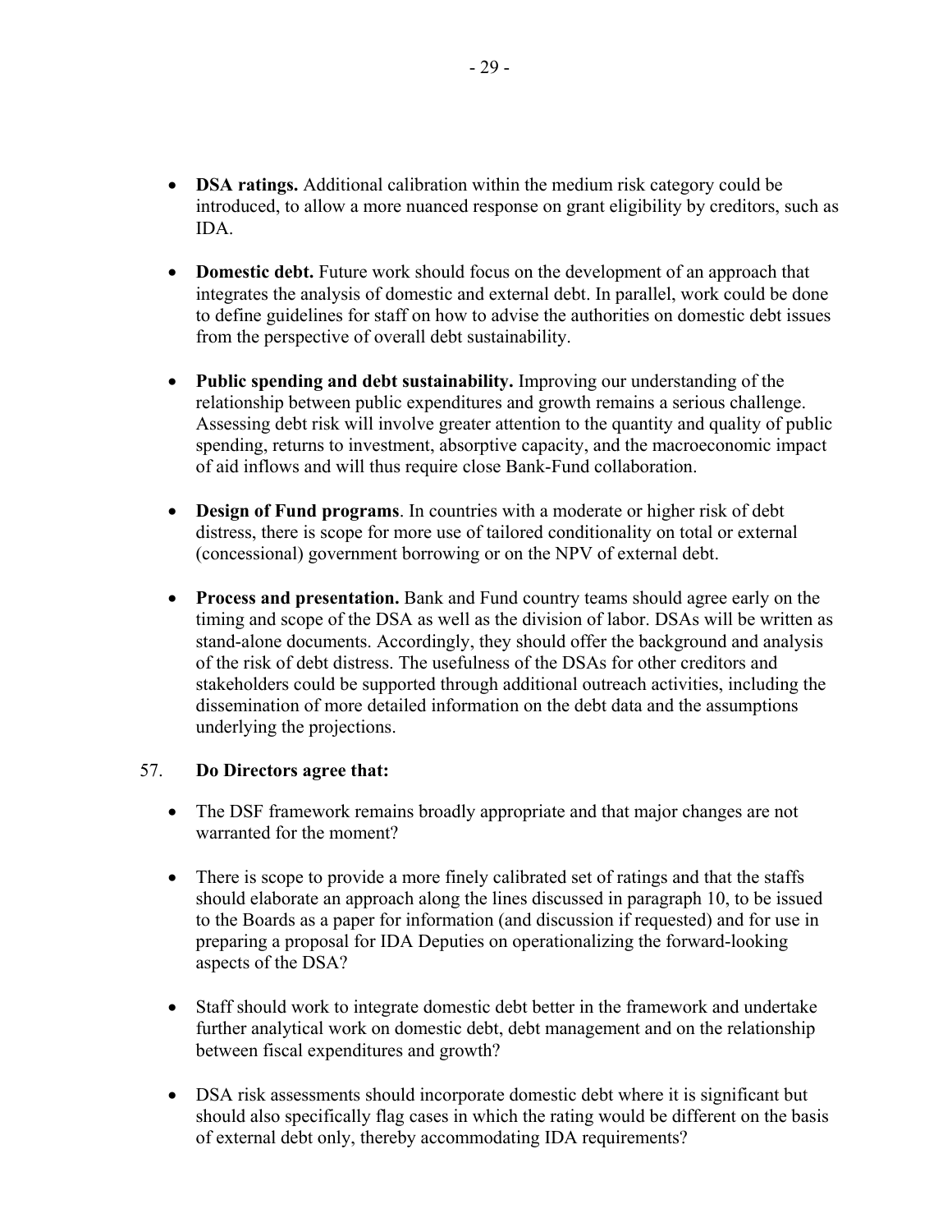- **DSA ratings.** Additional calibration within the medium risk category could be introduced, to allow a more nuanced response on grant eligibility by creditors, such as IDA.

- **Domestic debt.** Future work should focus on the development of an approach that integrates the analysis of domestic and external debt. In parallel, work could be done to define guidelines for staff on how to advise the authorities on domestic debt issues from the perspective of overall debt sustainability.

- **Public spending and debt sustainability.** Improving our understanding of the relationship between public expenditures and growth remains a serious challenge. Assessing debt risk will involve greater attention to the quantity and quality of public spending, returns to investment, absorptive capacity, and the macroeconomic impact of aid inflows and will thus require close Bank-Fund collaboration.

- **Design of Fund programs**. In countries with a moderate or higher risk of debt distress, there is scope for more use of tailored conditionality on total or external (concessional) government borrowing or on the NPV of external debt.

- **Process and presentation.** Bank and Fund country teams should agree early on the timing and scope of the DSA as well as the division of labor. DSAs will be written as stand-alone documents. Accordingly, they should offer the background and analysis of the risk of debt distress. The usefulness of the DSAs for other creditors and stakeholders could be supported through additional outreach activities, including the dissemination of more detailed information on the debt data and the assumptions underlying the projections.

57. **Do Directors agree that:**

- The DSF framework remains broadly appropriate and that major changes are not warranted for the moment?

- There is scope to provide a more finely calibrated set of ratings and that the staffs should elaborate an approach along the lines discussed in paragraph 10, to be issued to the Boards as a paper for information (and discussion if requested) and for use in preparing a proposal for IDA Deputies on operationalizing the forward-looking aspects of the DSA?

- Staff should work to integrate domestic debt better in the framework and undertake further analytical work on domestic debt, debt management and on the relationship between fiscal expenditures and growth?

- DSA risk assessments should incorporate domestic debt where it is significant but should also specifically flag cases in which the rating would be different on the basis of external debt only, thereby accommodating IDA requirements?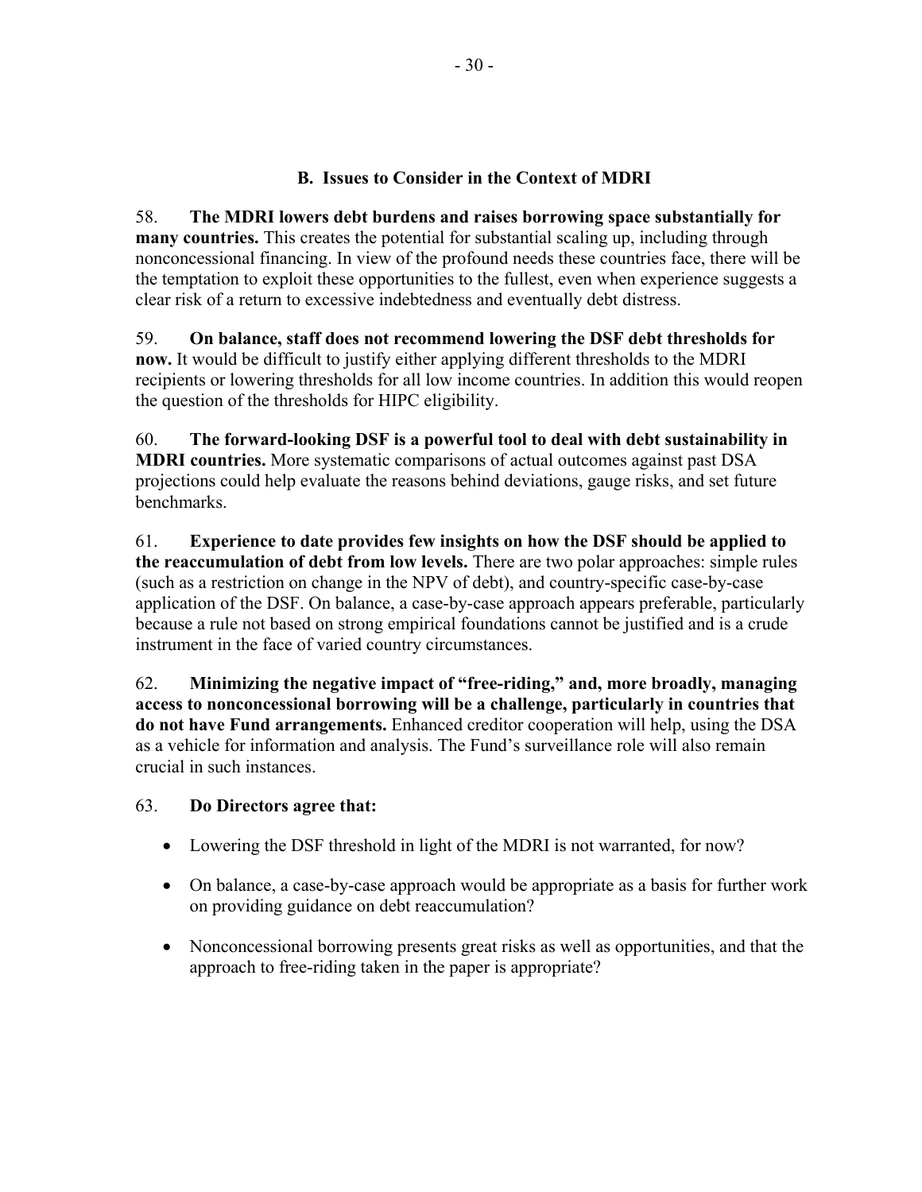### B. Issues to Consider in the Context of MDRI

58. **The MDRI lowers debt burdens and raises borrowing space substantially for many countries.** This creates the potential for substantial scaling up, including through nonconcessional financing. In view of the profound needs these countries face, there will be the temptation to exploit these opportunities to the fullest, even when experience suggests a clear risk of a return to excessive indebtedness and eventually debt distress.

59. **On balance, staff does not recommend lowering the DSF debt thresholds for now.** It would be difficult to justify either applying different thresholds to the MDRI recipients or lowering thresholds for all low income countries. In addition this would reopen the question of the thresholds for HIPC eligibility.

60. **The forward-looking DSF is a powerful tool to deal with debt sustainability in MDRI countries.** More systematic comparisons of actual outcomes against past DSA projections could help evaluate the reasons behind deviations, gauge risks, and set future benchmarks.

61. **Experience to date provides few insights on how the DSF should be applied to the reaccumulation of debt from low levels.** There are two polar approaches: simple rules (such as a restriction on change in the NPV of debt), and country-specific case-by-case application of the DSF. On balance, a case-by-case approach appears preferable, particularly because a rule not based on strong empirical foundations cannot be justified and is a crude instrument in the face of varied country circumstances.

62. **Minimizing the negative impact of "free-riding," and, more broadly, managing access to nonconcessional borrowing will be a challenge, particularly in countries that do not have Fund arrangements.** Enhanced creditor cooperation will help, using the DSA as a vehicle for information and analysis. The Fund's surveillance role will also remain crucial in such instances.

63. **Do Directors agree that:**

- Lowering the DSF threshold in light of the MDRI is not warranted, for now?
- On balance, a case-by-case approach would be appropriate as a basis for further work on providing guidance on debt reaccumulation?
- Nonconcessional borrowing presents great risks as well as opportunities, and that the approach to free-riding taken in the paper is appropriate?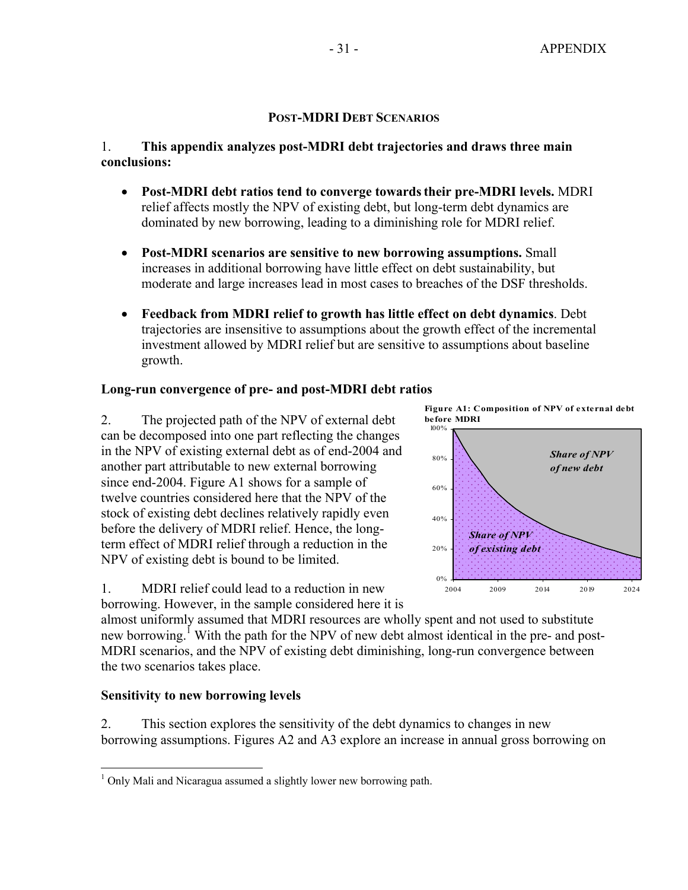## POST-MDRI DEBT SCENARIOS

1. **This appendix analyzes post-MDRI debt trajectories and draws three main conclusions:**

- **Post-MDRI debt ratios tend to converge towards their pre-MDRI levels.** MDRI relief affects mostly the NPV of existing debt, but long-term debt dynamics are dominated by new borrowing, leading to a diminishing role for MDRI relief.
- **Post-MDRI scenarios are sensitive to new borrowing assumptions.** Small increases in additional borrowing have little effect on debt sustainability, but moderate and large increases lead in most cases to breaches of the DSF thresholds.
- **Feedback from MDRI relief to growth has little effect on debt dynamics**. Debt trajectories are insensitive to assumptions about the growth effect of the incremental investment allowed by MDRI relief but are sensitive to assumptions about baseline growth.

### Long-run convergence of pre- and post-MDRI debt ratios

2. The projected path of the NPV of external debt can be decomposed into one part reflecting the changes in the NPV of existing external debt as of end-2004 and another part attributable to new external borrowing since end-2004. Figure A1 shows for a sample of twelve countries considered here that the NPV of the stock of existing debt declines relatively rapidly even before the delivery of MDRI relief. Hence, the long-term effect of MDRI relief through a reduction in the NPV of existing debt is bound to be limited.

**Figure A1: Composition of NPV of external debt before MDRI**

1. MDRI relief could lead to a reduction in new borrowing. However, in the sample considered here it is almost uniformly assumed that MDRI resources are wholly spent and not used to substitute new borrowing.[1] With the path for the NPV of new debt almost identical in the pre- and post-MDRI scenarios, and the NPV of existing debt diminishing, long-run convergence between the two scenarios takes place.

### Sensitivity to new borrowing levels

2. This section explores the sensitivity of the debt dynamics to changes in new borrowing assumptions. Figures A2 and A3 explore an increase in annual gross borrowing on

[1] Only Mali and Nicaragua assumed a slightly lower new borrowing path.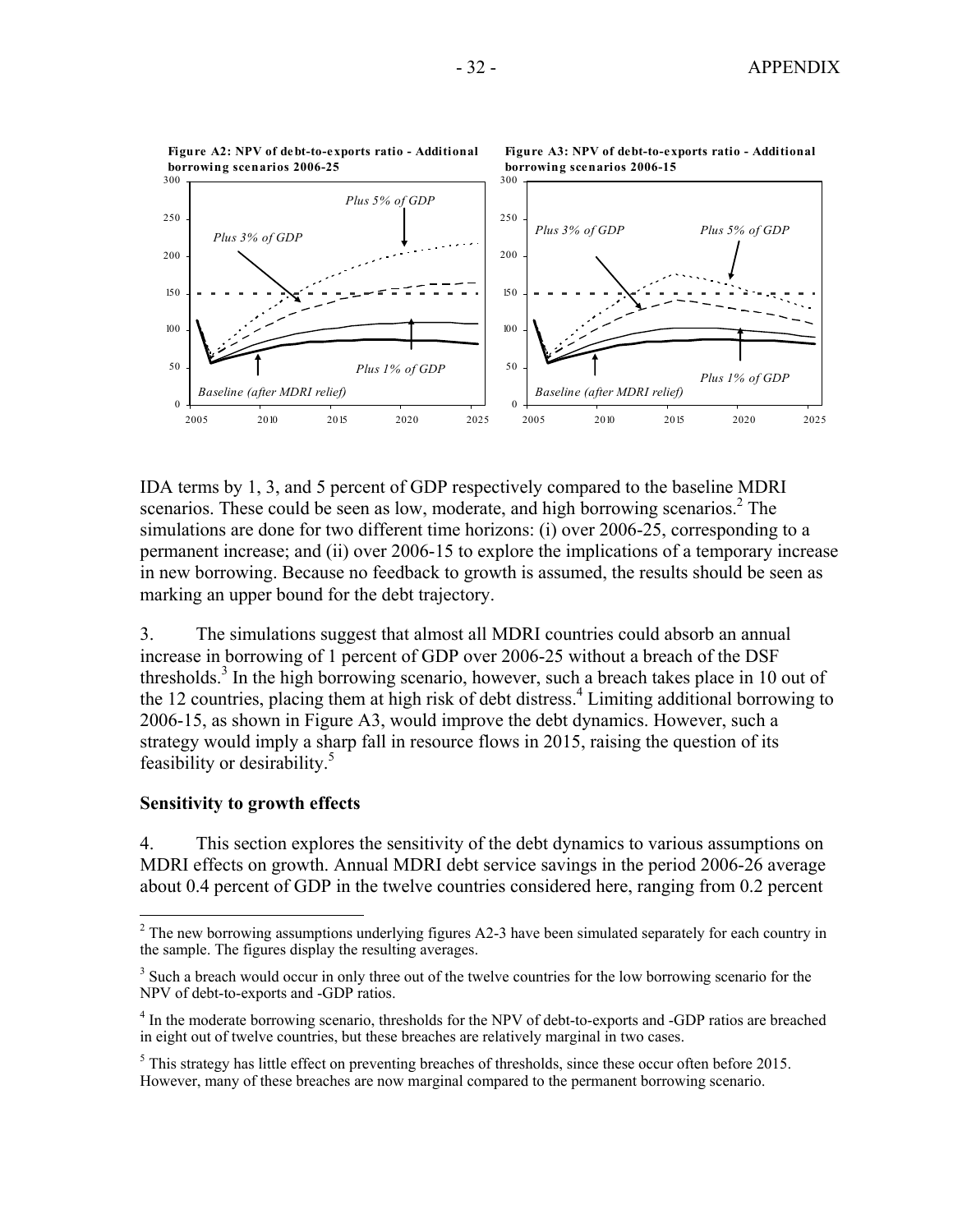**Figure A2: NPV of debt-to-exports ratio - Additional borrowing scenarios 2006-25**

**Figure A3: NPV of debt-to-exports ratio - Additional borrowing scenarios 2006-15**

IDA terms by 1, 3, and 5 percent of GDP respectively compared to the baseline MDRI scenarios. These could be seen as low, moderate, and high borrowing scenarios.[2] The simulations are done for two different time horizons: (i) over 2006-25, corresponding to a permanent increase; and (ii) over 2006-15 to explore the implications of a temporary increase in new borrowing. Because no feedback to growth is assumed, the results should be seen as marking an upper bound for the debt trajectory.

3. The simulations suggest that almost all MDRI countries could absorb an annual increase in borrowing of 1 percent of GDP over 2006-25 without a breach of the DSF thresholds.[3] In the high borrowing scenario, however, such a breach takes place in 10 out of the 12 countries, placing them at high risk of debt distress.[4] Limiting additional borrowing to 2006-15, as shown in Figure A3, would improve the debt dynamics. However, such a strategy would imply a sharp fall in resource flows in 2015, raising the question of its feasibility or desirability.[5]

### Sensitivity to growth effects

4. This section explores the sensitivity of the debt dynamics to various assumptions on MDRI effects on growth. Annual MDRI debt service savings in the period 2006-26 average about 0.4 percent of GDP in the twelve countries considered here, ranging from 0.2 percent

---

[2] The new borrowing assumptions underlying figures A2-3 have been simulated separately for each country in the sample. The figures display the resulting averages.

[3] Such a breach would occur in only three out of the twelve countries for the low borrowing scenario for the NPV of debt-to-exports and -GDP ratios.

[4] In the moderate borrowing scenario, thresholds for the NPV of debt-to-exports and -GDP ratios are breached in eight out of twelve countries, but these breaches are relatively marginal in two cases.

[5] This strategy has little effect on preventing breaches of thresholds, since these occur often before 2015. However, many of these breaches are now marginal compared to the permanent borrowing scenario.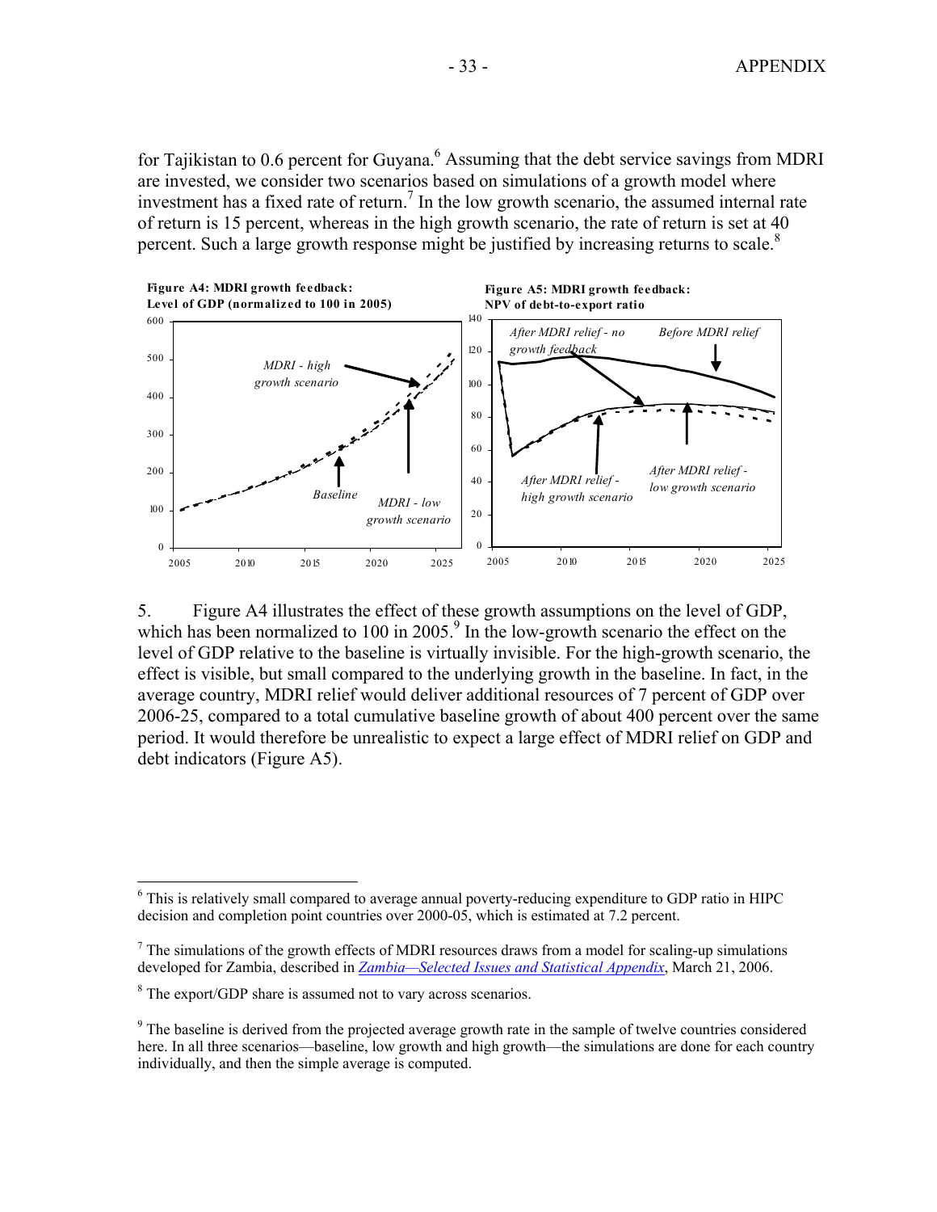for Tajikistan to 0.6 percent for Guyana.[6] Assuming that the debt service savings from MDRI are invested, we consider two scenarios based on simulations of a growth model where investment has a fixed rate of return.[7] In the low growth scenario, the assumed internal rate of return is 15 percent, whereas in the high growth scenario, the rate of return is set at 40 percent. Such a large growth response might be justified by increasing returns to scale.[8]

**Figure A4: MDRI growth feedback: Level of GDP (normalized to 100 in 2005)**

**Figure A5: MDRI growth feedback: NPV of debt-to-export ratio**

5. Figure A4 illustrates the effect of these growth assumptions on the level of GDP, which has been normalized to 100 in 2005.[9] In the low-growth scenario the effect on the level of GDP relative to the baseline is virtually invisible. For the high-growth scenario, the effect is visible, but small compared to the underlying growth in the baseline. In fact, in the average country, MDRI relief would deliver additional resources of 7 percent of GDP over 2006-25, compared to a total cumulative baseline growth of about 400 percent over the same period. It would therefore be unrealistic to expect a large effect of MDRI relief on GDP and debt indicators (Figure A5).

---

[6] This is relatively small compared to average annual poverty-reducing expenditure to GDP ratio in HIPC decision and completion point countries over 2000-05, which is estimated at 7.2 percent.

[7] The simulations of the growth effects of MDRI resources draws from a model for scaling-up simulations developed for Zambia, described in *Zambia—Selected Issues and Statistical Appendix*, March 21, 2006.

[8] The export/GDP share is assumed not to vary across scenarios.

[9] The baseline is derived from the projected average growth rate in the sample of twelve countries considered here. In all three scenarios—baseline, low growth and high growth—the simulations are done for each country individually, and then the simple average is computed.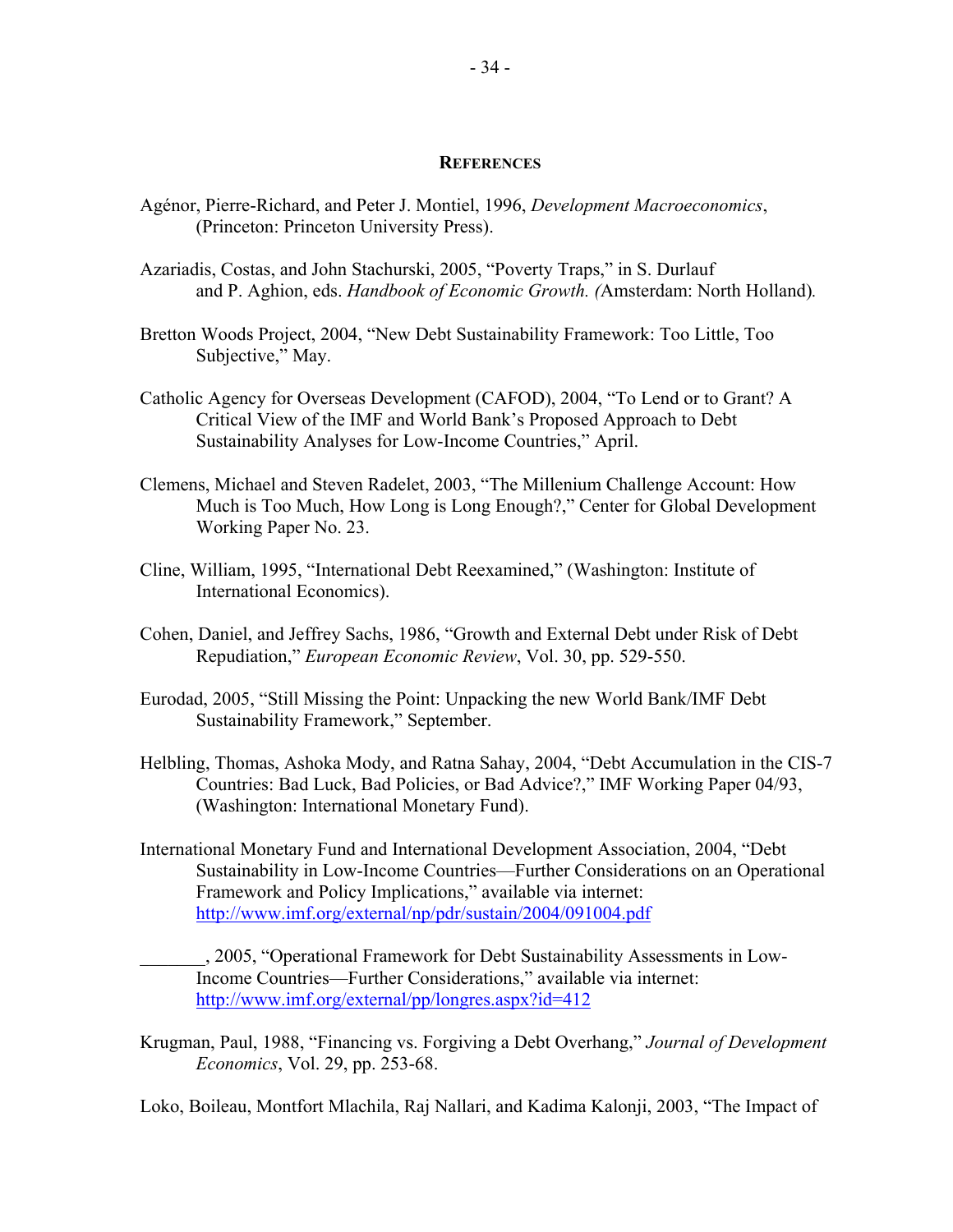## REFERENCES

Agénor, Pierre-Richard, and Peter J. Montiel, 1996, *Development Macroeconomics*, (Princeton: Princeton University Press).

Azariadis, Costas, and John Stachurski, 2005, "Poverty Traps," in S. Durlauf and P. Aghion, eds. *Handbook of Economic Growth. (*Amsterdam: North Holland)*.*

Bretton Woods Project, 2004, "New Debt Sustainability Framework: Too Little, Too Subjective," May.

Catholic Agency for Overseas Development (CAFOD), 2004, "To Lend or to Grant? A Critical View of the IMF and World Bank's Proposed Approach to Debt Sustainability Analyses for Low-Income Countries," April.

Clemens, Michael and Steven Radelet, 2003, "The Millenium Challenge Account: How Much is Too Much, How Long is Long Enough?," Center for Global Development Working Paper No. 23.

Cline, William, 1995, "International Debt Reexamined," (Washington: Institute of International Economics).

Cohen, Daniel, and Jeffrey Sachs, 1986, "Growth and External Debt under Risk of Debt Repudiation," *European Economic Review*, Vol. 30, pp. 529-550.

Eurodad, 2005, "Still Missing the Point: Unpacking the new World Bank/IMF Debt Sustainability Framework," September.

Helbling, Thomas, Ashoka Mody, and Ratna Sahay, 2004, "Debt Accumulation in the CIS-7 Countries: Bad Luck, Bad Policies, or Bad Advice?," IMF Working Paper 04/93, (Washington: International Monetary Fund).

International Monetary Fund and International Development Association, 2004, "Debt Sustainability in Low-Income Countries—Further Considerations on an Operational Framework and Policy Implications," available via internet: http://www.imf.org/external/np/pdr/sustain/2004/091004.pdf

_______, 2005, "Operational Framework for Debt Sustainability Assessments in Low-Income Countries—Further Considerations," available via internet: http://www.imf.org/external/pp/longres.aspx?id=412

Krugman, Paul, 1988, "Financing vs. Forgiving a Debt Overhang," *Journal of Development Economics*, Vol. 29, pp. 253-68.

Loko, Boileau, Montfort Mlachila, Raj Nallari, and Kadima Kalonji, 2003, "The Impact of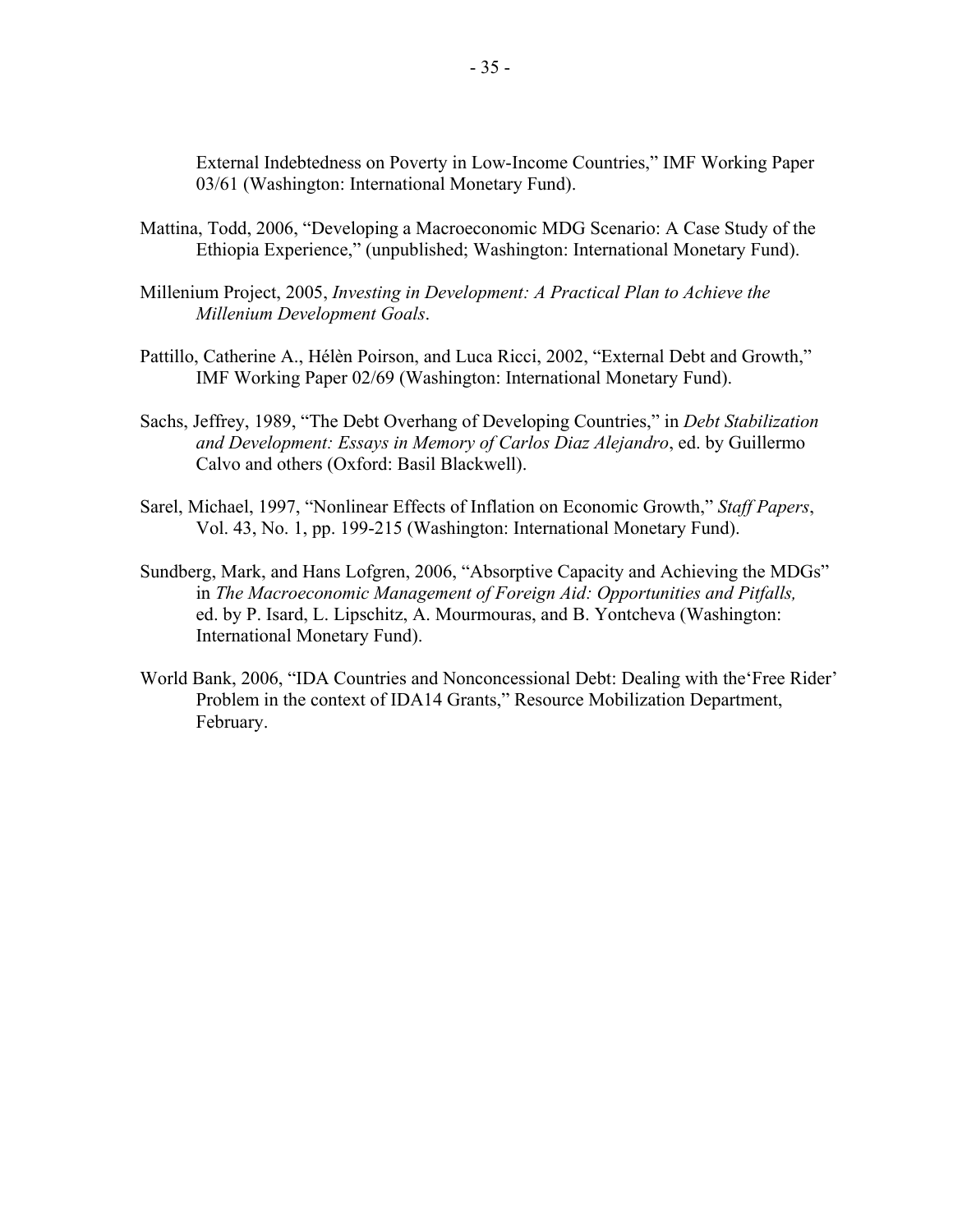External Indebtedness on Poverty in Low-Income Countries," IMF Working Paper 03/61 (Washington: International Monetary Fund).

Mattina, Todd, 2006, "Developing a Macroeconomic MDG Scenario: A Case Study of the Ethiopia Experience," (unpublished; Washington: International Monetary Fund).

Millenium Project, 2005, *Investing in Development: A Practical Plan to Achieve the Millenium Development Goals*.

Pattillo, Catherine A., Hélèn Poirson, and Luca Ricci, 2002, "External Debt and Growth," IMF Working Paper 02/69 (Washington: International Monetary Fund).

Sachs, Jeffrey, 1989, "The Debt Overhang of Developing Countries," in *Debt Stabilization and Development: Essays in Memory of Carlos Diaz Alejandro*, ed. by Guillermo Calvo and others (Oxford: Basil Blackwell).

Sarel, Michael, 1997, "Nonlinear Effects of Inflation on Economic Growth," *Staff Papers*, Vol. 43, No. 1, pp. 199-215 (Washington: International Monetary Fund).

Sundberg, Mark, and Hans Lofgren, 2006, "Absorptive Capacity and Achieving the MDGs" in *The Macroeconomic Management of Foreign Aid: Opportunities and Pitfalls,* ed. by P. Isard, L. Lipschitz, A. Mourmouras, and B. Yontcheva (Washington: International Monetary Fund).

World Bank, 2006, "IDA Countries and Nonconcessional Debt: Dealing with the'Free Rider' Problem in the context of IDA14 Grants," Resource Mobilization Department, February.